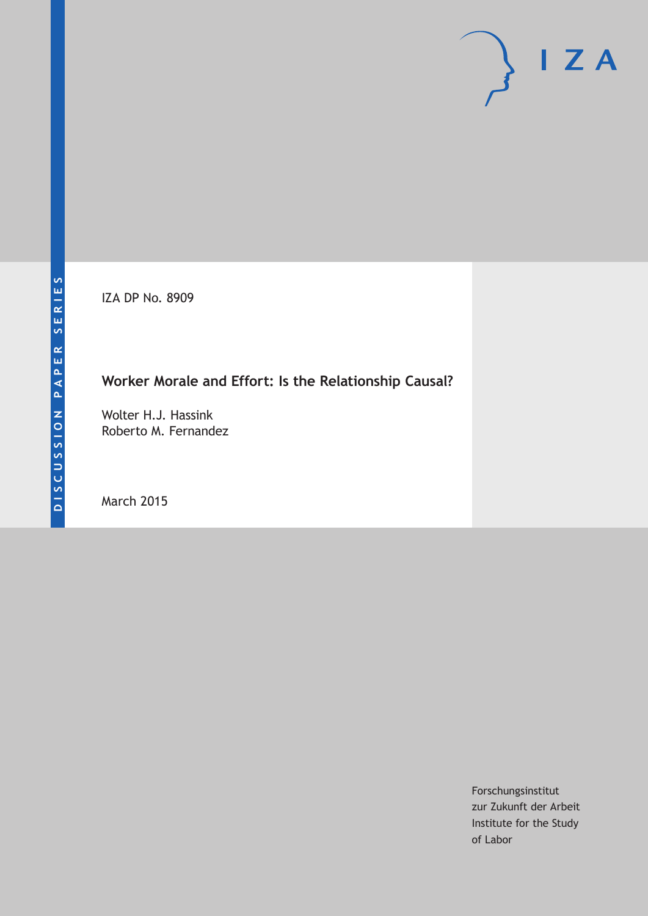DISCUSSION PAPER SERIES

IZA

IZA DP No. 8909

# Worker Morale and Effort: Is the Relationship Causal?

Wolter H.J. Hassink
Roberto M. Fernandez

March 2015

Forschungsinstitut
zur Zukunft der Arbeit
Institute for the Study
of Labor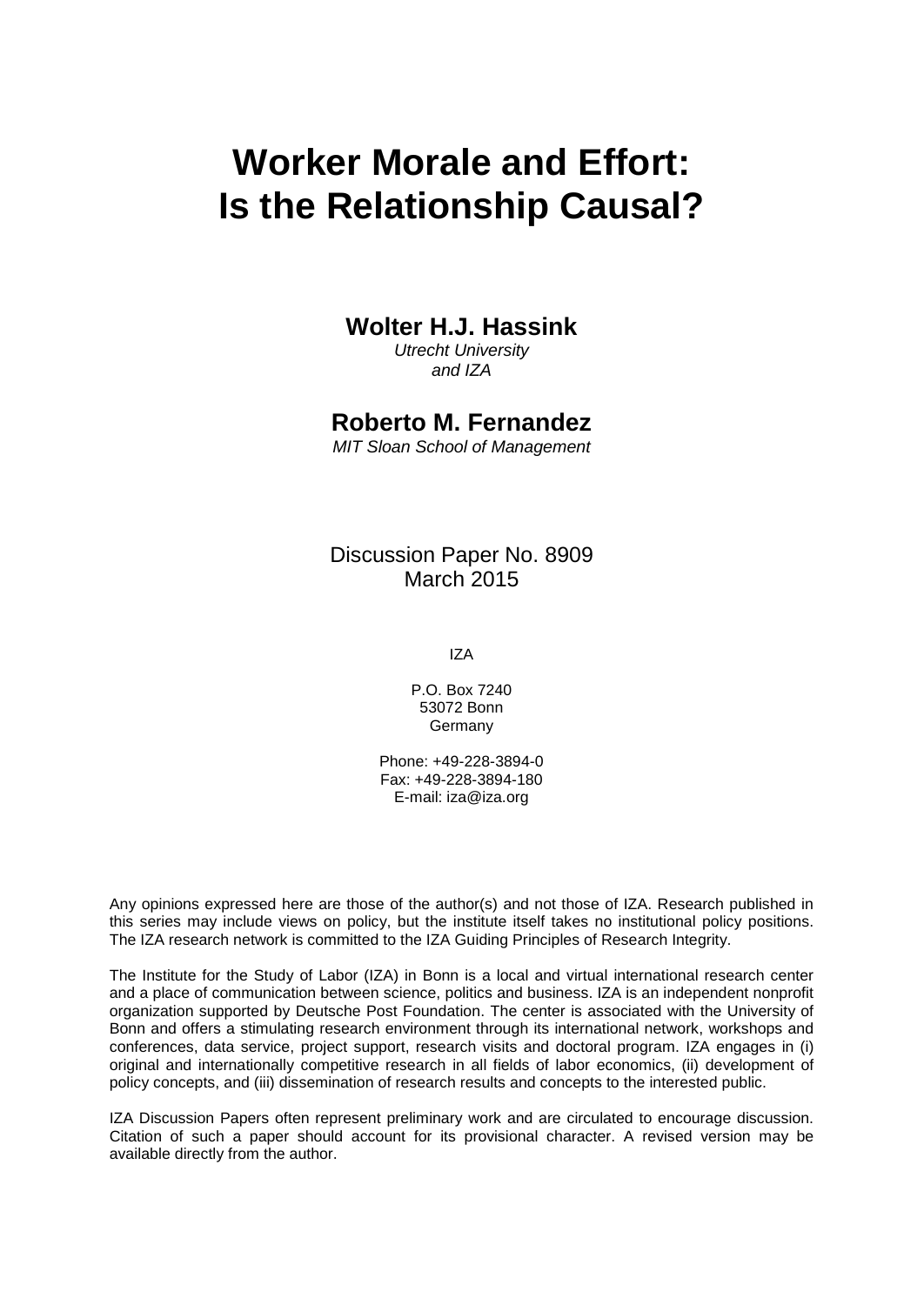# Worker Morale and Effort: Is the Relationship Causal?

**Wolter H.J. Hassink**

*Utrecht University and IZA*

**Roberto M. Fernandez**

*MIT Sloan School of Management*

Discussion Paper No. 8909
March 2015

IZA

P.O. Box 7240
53072 Bonn
Germany

Phone: +49-228-3894-0
Fax: +49-228-3894-180
E-mail: iza@iza.org

Any opinions expressed here are those of the author(s) and not those of IZA. Research published in this series may include views on policy, but the institute itself takes no institutional policy positions. The IZA research network is committed to the IZA Guiding Principles of Research Integrity.

The Institute for the Study of Labor (IZA) in Bonn is a local and virtual international research center and a place of communication between science, politics and business. IZA is an independent nonprofit organization supported by Deutsche Post Foundation. The center is associated with the University of Bonn and offers a stimulating research environment through its international network, workshops and conferences, data service, project support, research visits and doctoral program. IZA engages in (i) original and internationally competitive research in all fields of labor economics, (ii) development of policy concepts, and (iii) dissemination of research results and concepts to the interested public.

IZA Discussion Papers often represent preliminary work and are circulated to encourage discussion. Citation of such a paper should account for its provisional character. A revised version may be available directly from the author.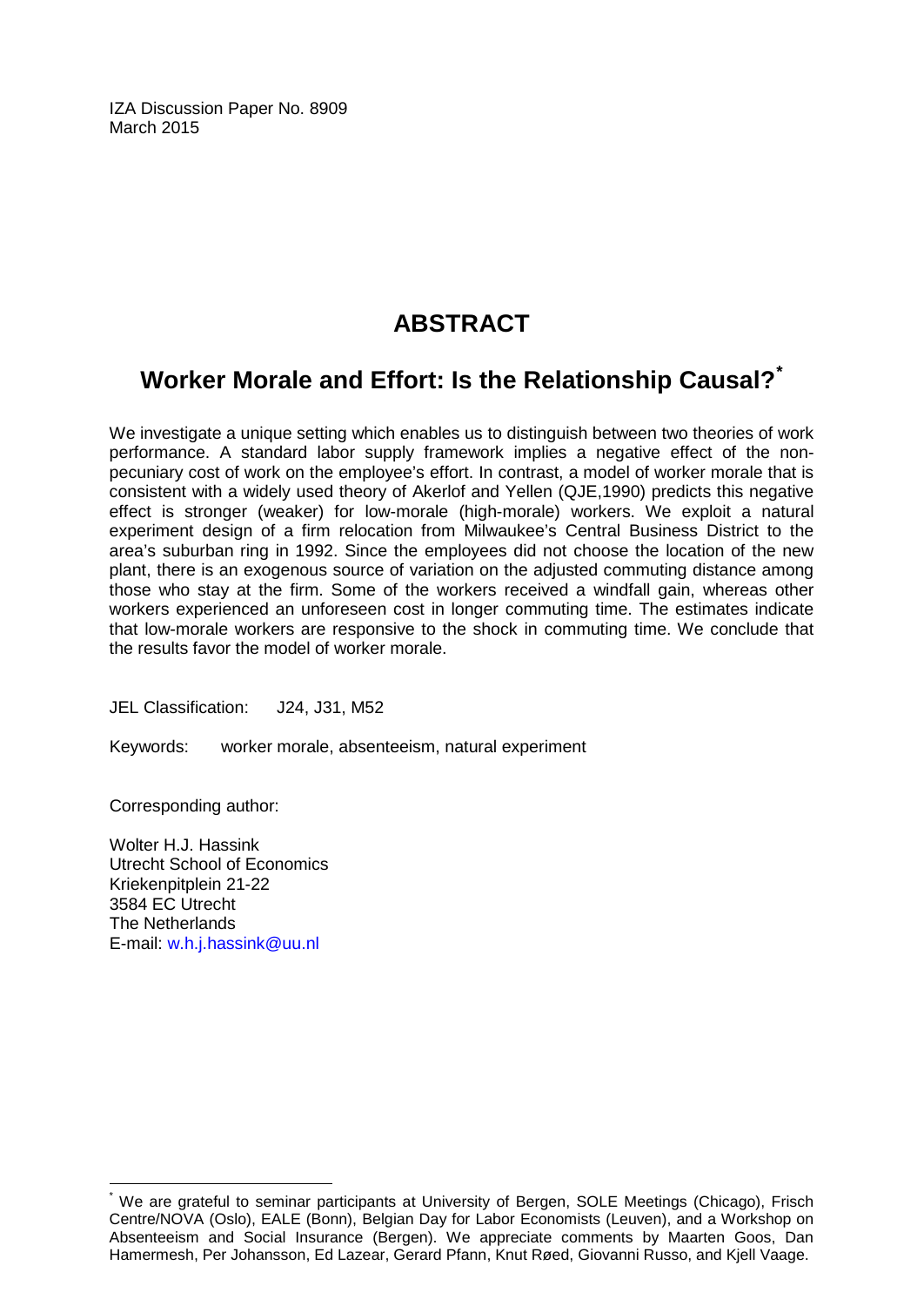IZA Discussion Paper No. 8909
March 2015

# ABSTRACT

## Worker Morale and Effort: Is the Relationship Causal?[*]

We investigate a unique setting which enables us to distinguish between two theories of work performance. A standard labor supply framework implies a negative effect of the non-pecuniary cost of work on the employee's effort. In contrast, a model of worker morale that is consistent with a widely used theory of Akerlof and Yellen (QJE,1990) predicts this negative effect is stronger (weaker) for low-morale (high-morale) workers. We exploit a natural experiment design of a firm relocation from Milwaukee's Central Business District to the area's suburban ring in 1992. Since the employees did not choose the location of the new plant, there is an exogenous source of variation on the adjusted commuting distance among those who stay at the firm. Some of the workers received a windfall gain, whereas other workers experienced an unforeseen cost in longer commuting time. The estimates indicate that low-morale workers are responsive to the shock in commuting time. We conclude that the results favor the model of worker morale.

JEL Classification: J24, J31, M52

Keywords: worker morale, absenteeism, natural experiment

Corresponding author:

Wolter H.J. Hassink
Utrecht School of Economics
Kriekenpitplein 21-22
3584 EC Utrecht
The Netherlands
E-mail: w.h.j.hassink@uu.nl

[*] We are grateful to seminar participants at University of Bergen, SOLE Meetings (Chicago), Frisch Centre/NOVA (Oslo), EALE (Bonn), Belgian Day for Labor Economists (Leuven), and a Workshop on Absenteeism and Social Insurance (Bergen). We appreciate comments by Maarten Goos, Dan Hamermesh, Per Johansson, Ed Lazear, Gerard Pfann, Knut Røed, Giovanni Russo, and Kjell Vaage.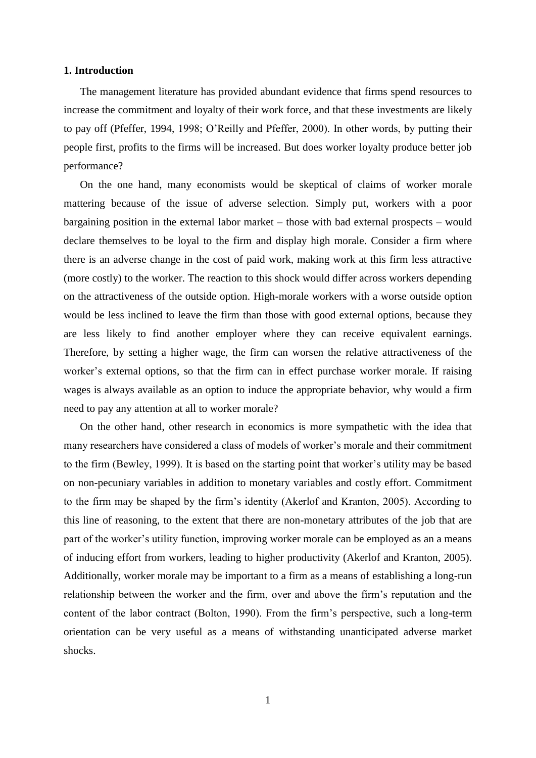## 1. Introduction

The management literature has provided abundant evidence that firms spend resources to increase the commitment and loyalty of their work force, and that these investments are likely to pay off (Pfeffer, 1994, 1998; O'Reilly and Pfeffer, 2000). In other words, by putting their people first, profits to the firms will be increased. But does worker loyalty produce better job performance?

On the one hand, many economists would be skeptical of claims of worker morale mattering because of the issue of adverse selection. Simply put, workers with a poor bargaining position in the external labor market – those with bad external prospects – would declare themselves to be loyal to the firm and display high morale. Consider a firm where there is an adverse change in the cost of paid work, making work at this firm less attractive (more costly) to the worker. The reaction to this shock would differ across workers depending on the attractiveness of the outside option. High-morale workers with a worse outside option would be less inclined to leave the firm than those with good external options, because they are less likely to find another employer where they can receive equivalent earnings. Therefore, by setting a higher wage, the firm can worsen the relative attractiveness of the worker's external options, so that the firm can in effect purchase worker morale. If raising wages is always available as an option to induce the appropriate behavior, why would a firm need to pay any attention at all to worker morale?

On the other hand, other research in economics is more sympathetic with the idea that many researchers have considered a class of models of worker's morale and their commitment to the firm (Bewley, 1999). It is based on the starting point that worker's utility may be based on non-pecuniary variables in addition to monetary variables and costly effort. Commitment to the firm may be shaped by the firm's identity (Akerlof and Kranton, 2005). According to this line of reasoning, to the extent that there are non-monetary attributes of the job that are part of the worker's utility function, improving worker morale can be employed as an a means of inducing effort from workers, leading to higher productivity (Akerlof and Kranton, 2005). Additionally, worker morale may be important to a firm as a means of establishing a long-run relationship between the worker and the firm, over and above the firm's reputation and the content of the labor contract (Bolton, 1990). From the firm's perspective, such a long-term orientation can be very useful as a means of withstanding unanticipated adverse market shocks.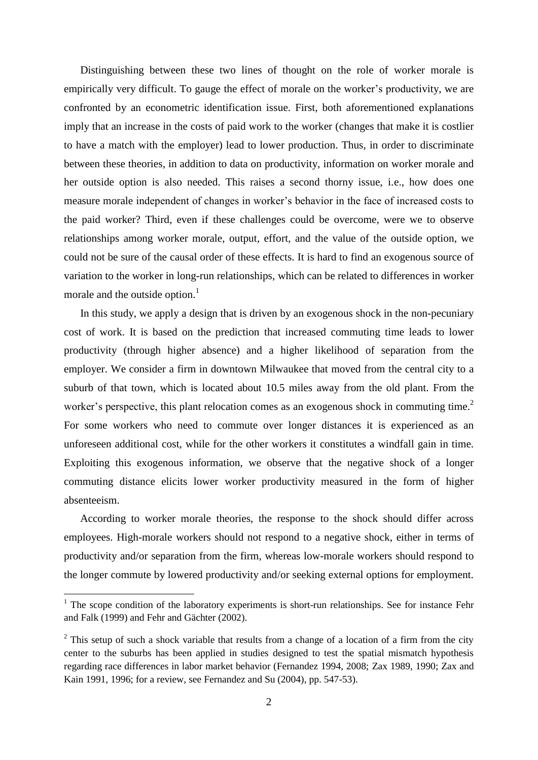Distinguishing between these two lines of thought on the role of worker morale is empirically very difficult. To gauge the effect of morale on the worker's productivity, we are confronted by an econometric identification issue. First, both aforementioned explanations imply that an increase in the costs of paid work to the worker (changes that make it is costlier to have a match with the employer) lead to lower production. Thus, in order to discriminate between these theories, in addition to data on productivity, information on worker morale and her outside option is also needed. This raises a second thorny issue, i.e., how does one measure morale independent of changes in worker's behavior in the face of increased costs to the paid worker? Third, even if these challenges could be overcome, were we to observe relationships among worker morale, output, effort, and the value of the outside option, we could not be sure of the causal order of these effects. It is hard to find an exogenous source of variation to the worker in long-run relationships, which can be related to differences in worker morale and the outside option.[1]

In this study, we apply a design that is driven by an exogenous shock in the non-pecuniary cost of work. It is based on the prediction that increased commuting time leads to lower productivity (through higher absence) and a higher likelihood of separation from the employer. We consider a firm in downtown Milwaukee that moved from the central city to a suburb of that town, which is located about 10.5 miles away from the old plant. From the worker's perspective, this plant relocation comes as an exogenous shock in commuting time.[2] For some workers who need to commute over longer distances it is experienced as an unforeseen additional cost, while for the other workers it constitutes a windfall gain in time. Exploiting this exogenous information, we observe that the negative shock of a longer commuting distance elicits lower worker productivity measured in the form of higher absenteeism.

According to worker morale theories, the response to the shock should differ across employees. High-morale workers should not respond to a negative shock, either in terms of productivity and/or separation from the firm, whereas low-morale workers should respond to the longer commute by lowered productivity and/or seeking external options for employment.

---

[1] The scope condition of the laboratory experiments is short-run relationships. See for instance Fehr and Falk (1999) and Fehr and Gächter (2002).

[2] This setup of such a shock variable that results from a change of a location of a firm from the city center to the suburbs has been applied in studies designed to test the spatial mismatch hypothesis regarding race differences in labor market behavior (Fernandez 1994, 2008; Zax 1989, 1990; Zax and Kain 1991, 1996; for a review, see Fernandez and Su (2004), pp. 547-53).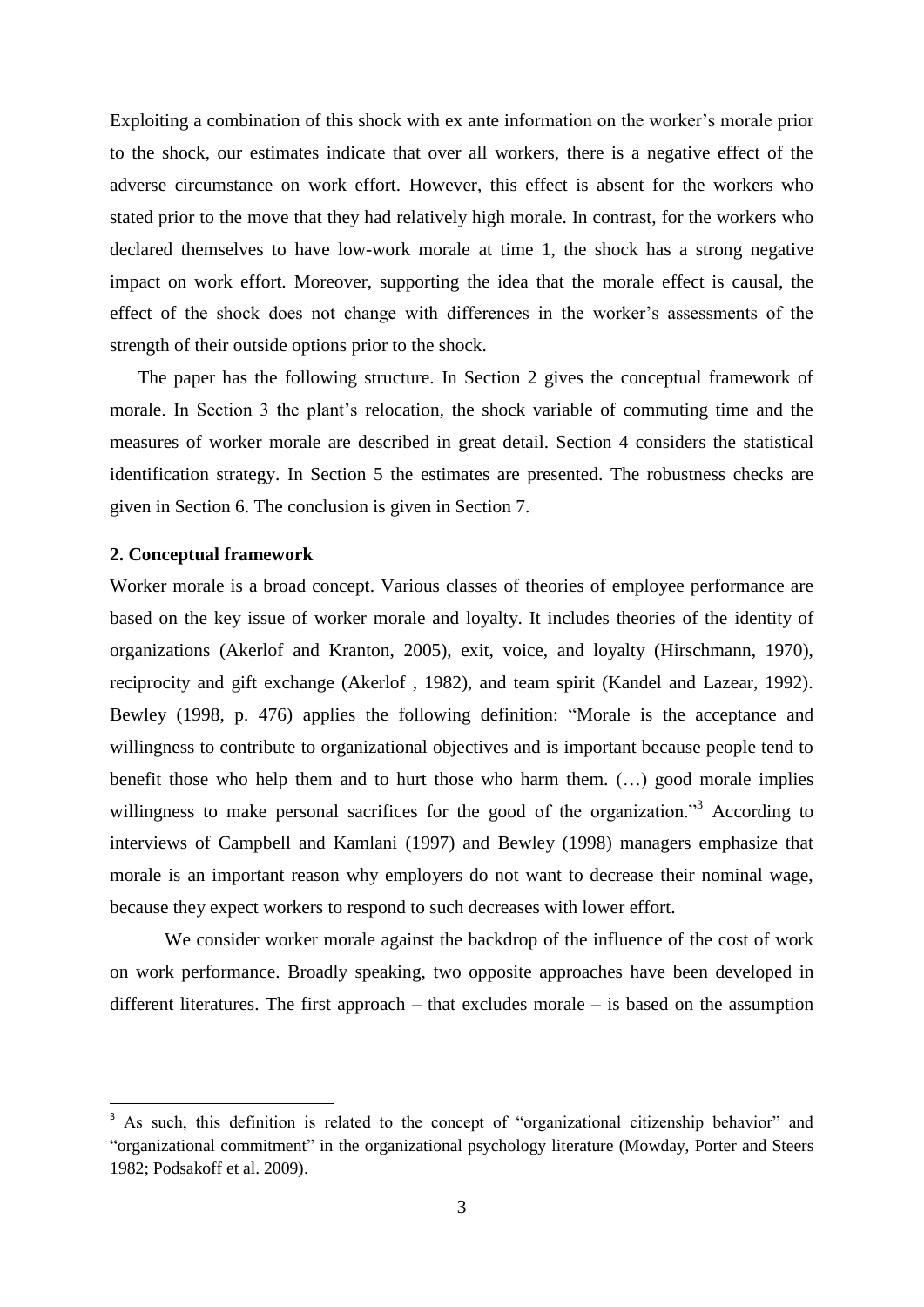Exploiting a combination of this shock with ex ante information on the worker's morale prior to the shock, our estimates indicate that over all workers, there is a negative effect of the adverse circumstance on work effort. However, this effect is absent for the workers who stated prior to the move that they had relatively high morale. In contrast, for the workers who declared themselves to have low-work morale at time 1, the shock has a strong negative impact on work effort. Moreover, supporting the idea that the morale effect is causal, the effect of the shock does not change with differences in the worker's assessments of the strength of their outside options prior to the shock.

The paper has the following structure. In Section 2 gives the conceptual framework of morale. In Section 3 the plant's relocation, the shock variable of commuting time and the measures of worker morale are described in great detail. Section 4 considers the statistical identification strategy. In Section 5 the estimates are presented. The robustness checks are given in Section 6. The conclusion is given in Section 7.

## 2. Conceptual framework

Worker morale is a broad concept. Various classes of theories of employee performance are based on the key issue of worker morale and loyalty. It includes theories of the identity of organizations (Akerlof and Kranton, 2005), exit, voice, and loyalty (Hirschmann, 1970), reciprocity and gift exchange (Akerlof , 1982), and team spirit (Kandel and Lazear, 1992). Bewley (1998, p. 476) applies the following definition: "Morale is the acceptance and willingness to contribute to organizational objectives and is important because people tend to benefit those who help them and to hurt those who harm them. (…) good morale implies willingness to make personal sacrifices for the good of the organization."[3] According to interviews of Campbell and Kamlani (1997) and Bewley (1998) managers emphasize that morale is an important reason why employers do not want to decrease their nominal wage, because they expect workers to respond to such decreases with lower effort.

We consider worker morale against the backdrop of the influence of the cost of work on work performance. Broadly speaking, two opposite approaches have been developed in different literatures. The first approach – that excludes morale – is based on the assumption

[3] As such, this definition is related to the concept of "organizational citizenship behavior" and "organizational commitment" in the organizational psychology literature (Mowday, Porter and Steers 1982; Podsakoff et al. 2009).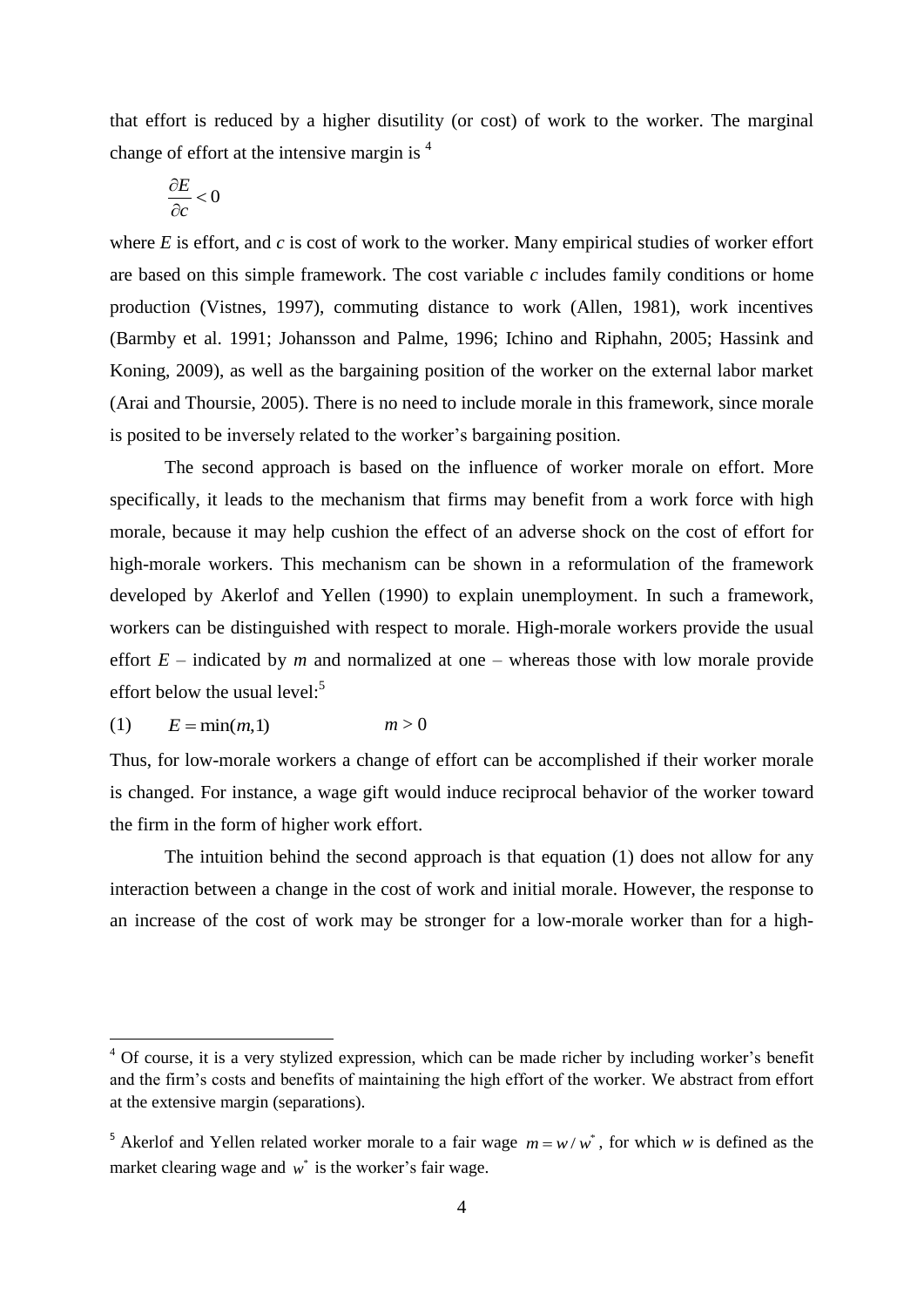that effort is reduced by a higher disutility (or cost) of work to the worker. The marginal change of effort at the intensive margin is [4]

$$\frac{\partial E}{\partial c} < 0$$

where $E$ is effort, and $c$ is cost of work to the worker. Many empirical studies of worker effort are based on this simple framework. The cost variable $c$ includes family conditions or home production (Vistnes, 1997), commuting distance to work (Allen, 1981), work incentives (Barmby et al. 1991; Johansson and Palme, 1996; Ichino and Riphahn, 2005; Hassink and Koning, 2009), as well as the bargaining position of the worker on the external labor market (Arai and Thoursie, 2005). There is no need to include morale in this framework, since morale is posited to be inversely related to the worker's bargaining position.

The second approach is based on the influence of worker morale on effort. More specifically, it leads to the mechanism that firms may benefit from a work force with high morale, because it may help cushion the effect of an adverse shock on the cost of effort for high-morale workers. This mechanism can be shown in a reformulation of the framework developed by Akerlof and Yellen (1990) to explain unemployment. In such a framework, workers can be distinguished with respect to morale. High-morale workers provide the usual effort $E$ – indicated by $m$ and normalized at one – whereas those with low morale provide effort below the usual level:[5]

$$(1) \qquad E = \min(m,1) \qquad\qquad m > 0$$

Thus, for low-morale workers a change of effort can be accomplished if their worker morale is changed. For instance, a wage gift would induce reciprocal behavior of the worker toward the firm in the form of higher work effort.

The intuition behind the second approach is that equation (1) does not allow for any interaction between a change in the cost of work and initial morale. However, the response to an increase of the cost of work may be stronger for a low-morale worker than for a high-

---

[4] Of course, it is a very stylized expression, which can be made richer by including worker's benefit and the firm's costs and benefits of maintaining the high effort of the worker. We abstract from effort at the extensive margin (separations).

[5] Akerlof and Yellen related worker morale to a fair wage $m = w / w^*$, for which $w$ is defined as the market clearing wage and $w^*$ is the worker's fair wage.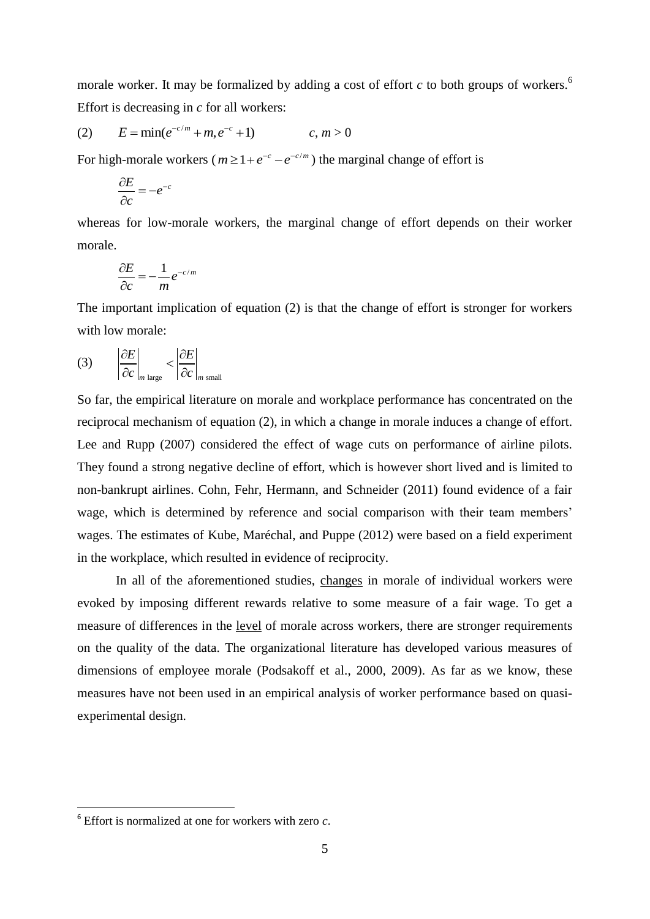morale worker. It may be formalized by adding a cost of effort $c$ to both groups of workers.[6] Effort is decreasing in $c$ for all workers:

$$(2) \qquad E = \min(e^{-c/m} + m, e^{-c} + 1) \qquad\qquad c, m > 0$$

For high-morale workers ($m \geq 1 + e^{-c} - e^{-c/m}$) the marginal change of effort is

$$\frac{\partial E}{\partial c} = -e^{-c}$$

whereas for low-morale workers, the marginal change of effort depends on their worker morale.

$$\frac{\partial E}{\partial c} = -\frac{1}{m} e^{-c/m}$$

The important implication of equation (2) is that the change of effort is stronger for workers with low morale:

$$(3) \qquad \left|\frac{\partial E}{\partial c}\right|_{m \text{ large}} < \left|\frac{\partial E}{\partial c}\right|_{m \text{ small}}$$

So far, the empirical literature on morale and workplace performance has concentrated on the reciprocal mechanism of equation (2), in which a change in morale induces a change of effort. Lee and Rupp (2007) considered the effect of wage cuts on performance of airline pilots. They found a strong negative decline of effort, which is however short lived and is limited to non-bankrupt airlines. Cohn, Fehr, Hermann, and Schneider (2011) found evidence of a fair wage, which is determined by reference and social comparison with their team members' wages. The estimates of Kube, Maréchal, and Puppe (2012) were based on a field experiment in the workplace, which resulted in evidence of reciprocity.

In all of the aforementioned studies, changes in morale of individual workers were evoked by imposing different rewards relative to some measure of a fair wage. To get a measure of differences in the level of morale across workers, there are stronger requirements on the quality of the data. The organizational literature has developed various measures of dimensions of employee morale (Podsakoff et al., 2000, 2009). As far as we know, these measures have not been used in an empirical analysis of worker performance based on quasi-experimental design.

---

[6] Effort is normalized at one for workers with zero $c$.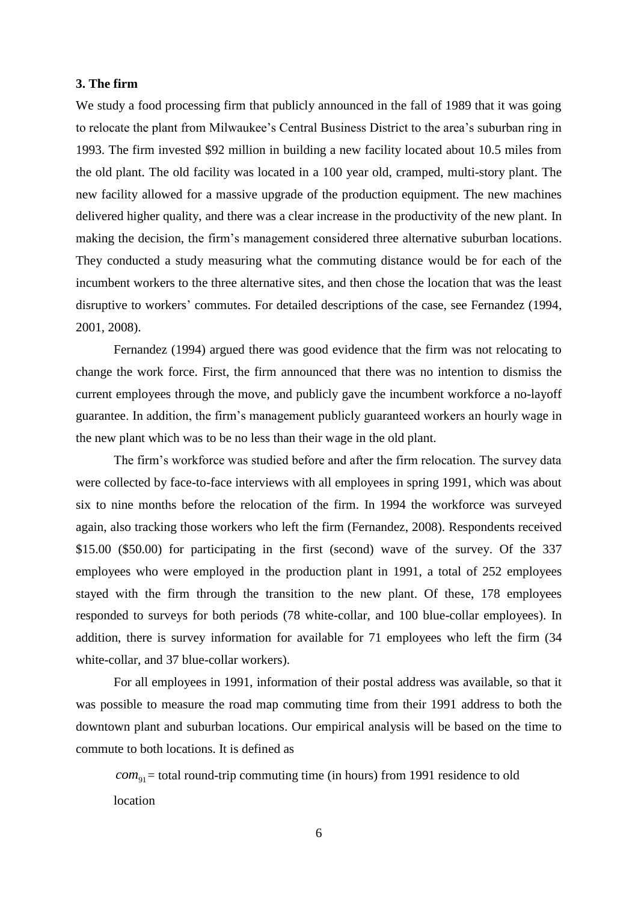### 3. The firm

We study a food processing firm that publicly announced in the fall of 1989 that it was going to relocate the plant from Milwaukee's Central Business District to the area's suburban ring in 1993. The firm invested \$92 million in building a new facility located about 10.5 miles from the old plant. The old facility was located in a 100 year old, cramped, multi-story plant. The new facility allowed for a massive upgrade of the production equipment. The new machines delivered higher quality, and there was a clear increase in the productivity of the new plant. In making the decision, the firm's management considered three alternative suburban locations. They conducted a study measuring what the commuting distance would be for each of the incumbent workers to the three alternative sites, and then chose the location that was the least disruptive to workers' commutes. For detailed descriptions of the case, see Fernandez (1994, 2001, 2008).

Fernandez (1994) argued there was good evidence that the firm was not relocating to change the work force. First, the firm announced that there was no intention to dismiss the current employees through the move, and publicly gave the incumbent workforce a no-layoff guarantee. In addition, the firm's management publicly guaranteed workers an hourly wage in the new plant which was to be no less than their wage in the old plant.

The firm's workforce was studied before and after the firm relocation. The survey data were collected by face-to-face interviews with all employees in spring 1991, which was about six to nine months before the relocation of the firm. In 1994 the workforce was surveyed again, also tracking those workers who left the firm (Fernandez, 2008). Respondents received \$15.00 (\$50.00) for participating in the first (second) wave of the survey. Of the 337 employees who were employed in the production plant in 1991, a total of 252 employees stayed with the firm through the transition to the new plant. Of these, 178 employees responded to surveys for both periods (78 white-collar, and 100 blue-collar employees). In addition, there is survey information for available for 71 employees who left the firm (34 white-collar, and 37 blue-collar workers).

For all employees in 1991, information of their postal address was available, so that it was possible to measure the road map commuting time from their 1991 address to both the downtown plant and suburban locations. Our empirical analysis will be based on the time to commute to both locations. It is defined as

$com_{91}$ = total round-trip commuting time (in hours) from 1991 residence to old location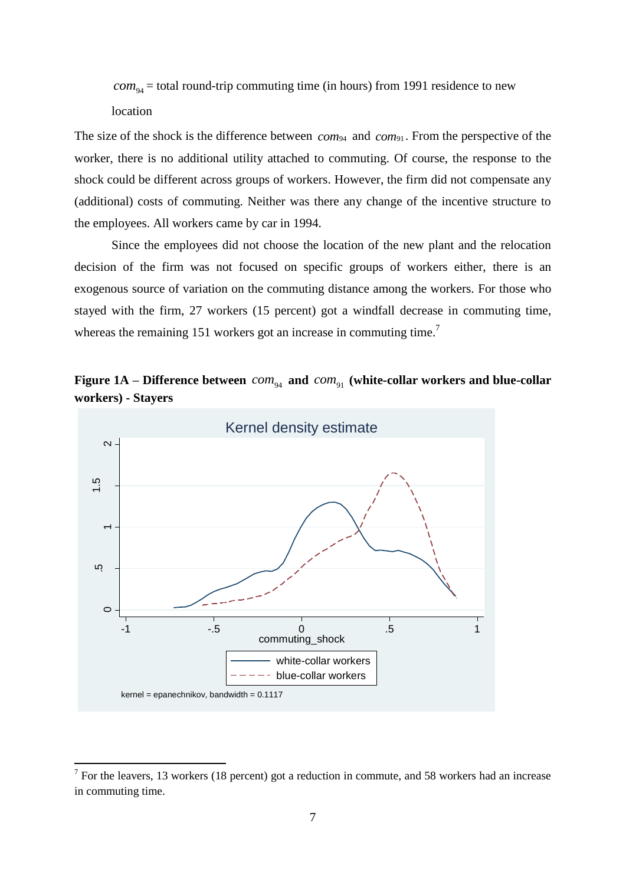$com_{94}$ = total round-trip commuting time (in hours) from 1991 residence to new location

The size of the shock is the difference between $com_{94}$ and $com_{91}$. From the perspective of the worker, there is no additional utility attached to commuting. Of course, the response to the shock could be different across groups of workers. However, the firm did not compensate any (additional) costs of commuting. Neither was there any change of the incentive structure to the employees. All workers came by car in 1994.

Since the employees did not choose the location of the new plant and the relocation decision of the firm was not focused on specific groups of workers either, there is an exogenous source of variation on the commuting distance among the workers. For those who stayed with the firm, 27 workers (15 percent) got a windfall decrease in commuting time, whereas the remaining 151 workers got an increase in commuting time.[7]

**Figure 1A – Difference between $com_{94}$ and $com_{91}$ (white-collar workers and blue-collar workers) - Stayers**

Kernel density estimate

kernel = epanechnikov, bandwidth = 0.1117

[7] For the leavers, 13 workers (18 percent) got a reduction in commute, and 58 workers had an increase in commuting time.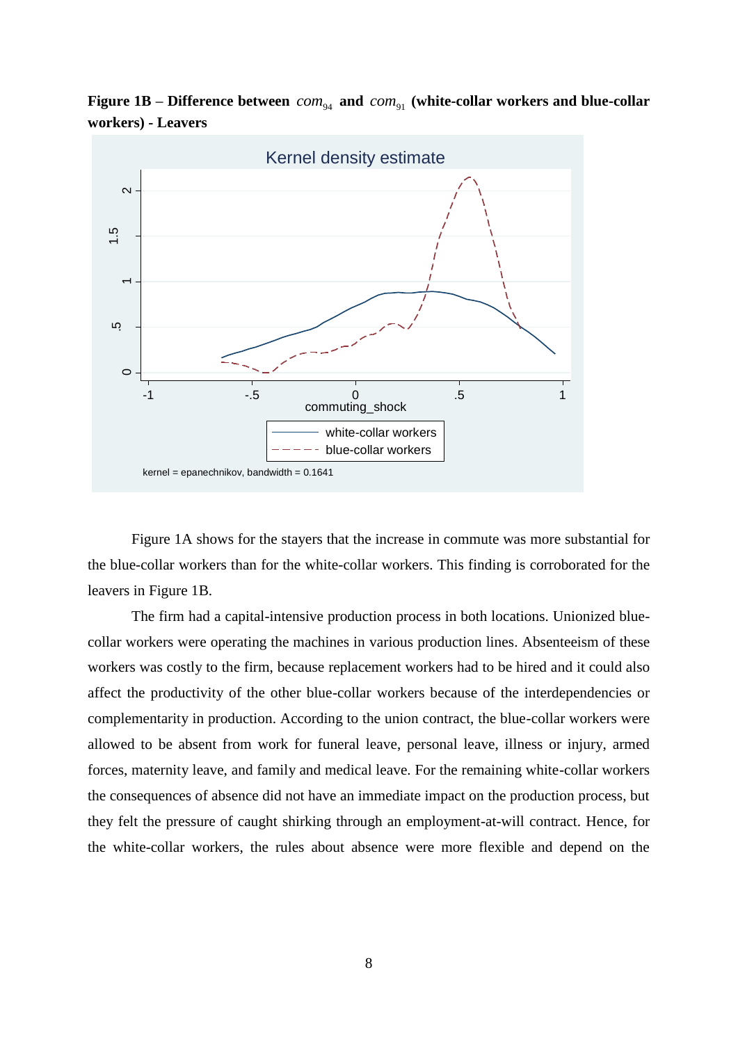**Figure 1B – Difference between $com_{94}$ and $com_{91}$ (white-collar workers and blue-collar workers) - Leavers**

Figure 1A shows for the stayers that the increase in commute was more substantial for the blue-collar workers than for the white-collar workers. This finding is corroborated for the leavers in Figure 1B.

The firm had a capital-intensive production process in both locations. Unionized blue-collar workers were operating the machines in various production lines. Absenteeism of these workers was costly to the firm, because replacement workers had to be hired and it could also affect the productivity of the other blue-collar workers because of the interdependencies or complementarity in production. According to the union contract, the blue-collar workers were allowed to be absent from work for funeral leave, personal leave, illness or injury, armed forces, maternity leave, and family and medical leave. For the remaining white-collar workers the consequences of absence did not have an immediate impact on the production process, but they felt the pressure of caught shirking through an employment-at-will contract. Hence, for the white-collar workers, the rules about absence were more flexible and depend on the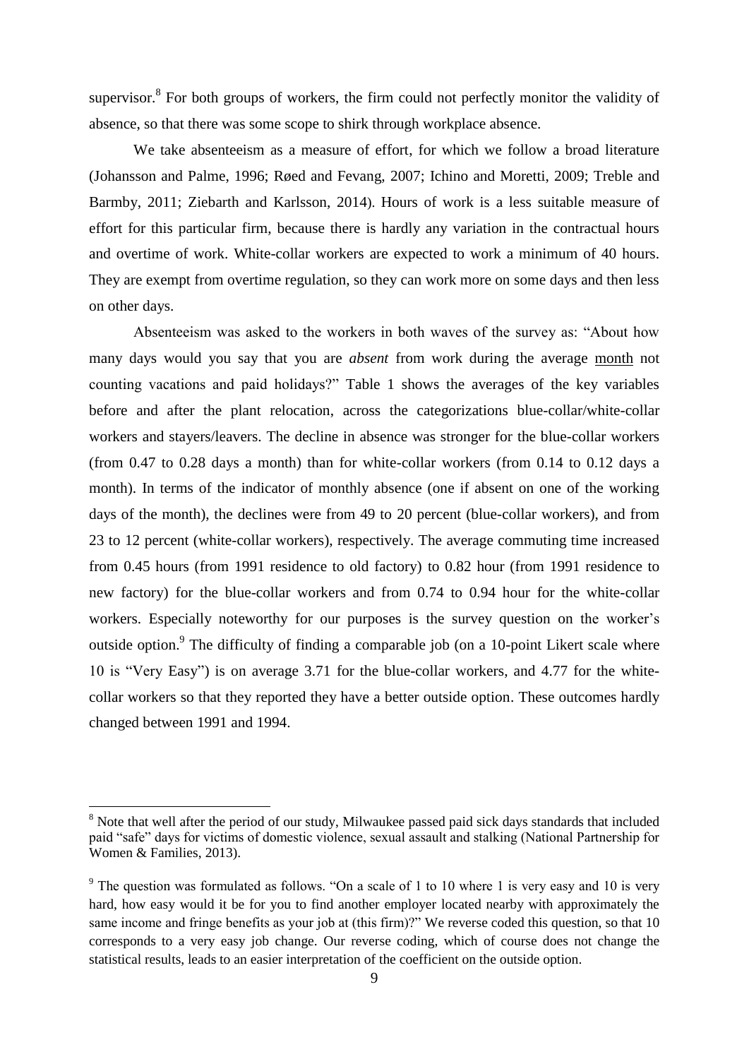supervisor.[8] For both groups of workers, the firm could not perfectly monitor the validity of absence, so that there was some scope to shirk through workplace absence.

We take absenteeism as a measure of effort, for which we follow a broad literature (Johansson and Palme, 1996; Røed and Fevang, 2007; Ichino and Moretti, 2009; Treble and Barmby, 2011; Ziebarth and Karlsson, 2014). Hours of work is a less suitable measure of effort for this particular firm, because there is hardly any variation in the contractual hours and overtime of work. White-collar workers are expected to work a minimum of 40 hours. They are exempt from overtime regulation, so they can work more on some days and then less on other days.

Absenteeism was asked to the workers in both waves of the survey as: "About how many days would you say that you are *absent* from work during the average month not counting vacations and paid holidays?" Table 1 shows the averages of the key variables before and after the plant relocation, across the categorizations blue-collar/white-collar workers and stayers/leavers. The decline in absence was stronger for the blue-collar workers (from 0.47 to 0.28 days a month) than for white-collar workers (from 0.14 to 0.12 days a month). In terms of the indicator of monthly absence (one if absent on one of the working days of the month), the declines were from 49 to 20 percent (blue-collar workers), and from 23 to 12 percent (white-collar workers), respectively. The average commuting time increased from 0.45 hours (from 1991 residence to old factory) to 0.82 hour (from 1991 residence to new factory) for the blue-collar workers and from 0.74 to 0.94 hour for the white-collar workers. Especially noteworthy for our purposes is the survey question on the worker's outside option.[9] The difficulty of finding a comparable job (on a 10-point Likert scale where 10 is "Very Easy") is on average 3.71 for the blue-collar workers, and 4.77 for the white-collar workers so that they reported they have a better outside option. These outcomes hardly changed between 1991 and 1994.

---

[8] Note that well after the period of our study, Milwaukee passed paid sick days standards that included paid "safe" days for victims of domestic violence, sexual assault and stalking (National Partnership for Women & Families, 2013).

[9] The question was formulated as follows. "On a scale of 1 to 10 where 1 is very easy and 10 is very hard, how easy would it be for you to find another employer located nearby with approximately the same income and fringe benefits as your job at (this firm)?" We reverse coded this question, so that 10 corresponds to a very easy job change. Our reverse coding, which of course does not change the statistical results, leads to an easier interpretation of the coefficient on the outside option.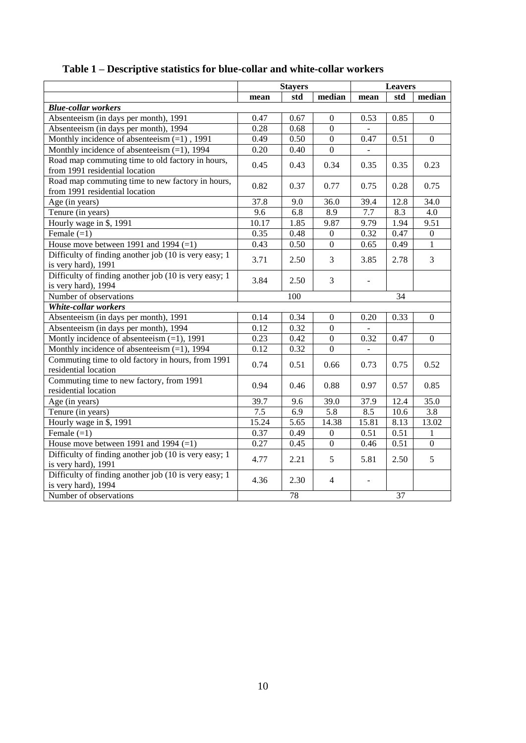**Table 1 – Descriptive statistics for blue-collar and white-collar workers**

| | Stayers | | | Leavers | | |
|---|---|---|---|---|---|---|
| | mean | std | median | mean | std | median |
| ***Blue-collar workers*** | | | | | | |
| Absenteeism (in days per month), 1991 | 0.47 | 0.67 | 0 | 0.53 | 0.85 | 0 |
| Absenteeism (in days per month), 1994 | 0.28 | 0.68 | 0 | - | | |
| Monthly incidence of absenteeism (=1) , 1991 | 0.49 | 0.50 | 0 | 0.47 | 0.51 | 0 |
| Monthly incidence of absenteeism (=1), 1994 | 0.20 | 0.40 | 0 | - | | |
| Road map commuting time to old factory in hours, from 1991 residential location | 0.45 | 0.43 | 0.34 | 0.35 | 0.35 | 0.23 |
| Road map commuting time to new factory in hours, from 1991 residential location | 0.82 | 0.37 | 0.77 | 0.75 | 0.28 | 0.75 |
| Age (in years) | 37.8 | 9.0 | 36.0 | 39.4 | 12.8 | 34.0 |
| Tenure (in years) | 9.6 | 6.8 | 8.9 | 7.7 | 8.3 | 4.0 |
| Hourly wage in $, 1991 | 10.17 | 1.85 | 9.87 | 9.79 | 1.94 | 9.51 |
| Female (=1) | 0.35 | 0.48 | 0 | 0.32 | 0.47 | 0 |
| House move between 1991 and 1994 (=1) | 0.43 | 0.50 | 0 | 0.65 | 0.49 | 1 |
| Difficulty of finding another job (10 is very easy; 1 is very hard), 1991 | 3.71 | 2.50 | 3 | 3.85 | 2.78 | 3 |
| Difficulty of finding another job (10 is very easy; 1 is very hard), 1994 | 3.84 | 2.50 | 3 | - | | |
| Number of observations | 100 | | | 34 | | |
| ***White-collar workers*** | | | | | | |
| Absenteeism (in days per month), 1991 | 0.14 | 0.34 | 0 | 0.20 | 0.33 | 0 |
| Absenteeism (in days per month), 1994 | 0.12 | 0.32 | 0 | - | | |
| Montly incidence of absenteeism (=1), 1991 | 0.23 | 0.42 | 0 | 0.32 | 0.47 | 0 |
| Monthly incidence of absenteeism (=1), 1994 | 0.12 | 0.32 | 0 | - | | |
| Commuting time to old factory in hours, from 1991 residential location | 0.74 | 0.51 | 0.66 | 0.73 | 0.75 | 0.52 |
| Commuting time to new factory, from 1991 residential location | 0.94 | 0.46 | 0.88 | 0.97 | 0.57 | 0.85 |
| Age (in years) | 39.7 | 9.6 | 39.0 | 37.9 | 12.4 | 35.0 |
| Tenure (in years) | 7.5 | 6.9 | 5.8 | 8.5 | 10.6 | 3.8 |
| Hourly wage in $, 1991 | 15.24 | 5.65 | 14.38 | 15.81 | 8.13 | 13.02 |
| Female (=1) | 0.37 | 0.49 | 0 | 0.51 | 0.51 | 1 |
| House move between 1991 and 1994 (=1) | 0.27 | 0.45 | 0 | 0.46 | 0.51 | 0 |
| Difficulty of finding another job (10 is very easy; 1 is very hard), 1991 | 4.77 | 2.21 | 5 | 5.81 | 2.50 | 5 |
| Difficulty of finding another job (10 is very easy; 1 is very hard), 1994 | 4.36 | 2.30 | 4 | - | | |
| Number of observations | 78 | | | 37 | | |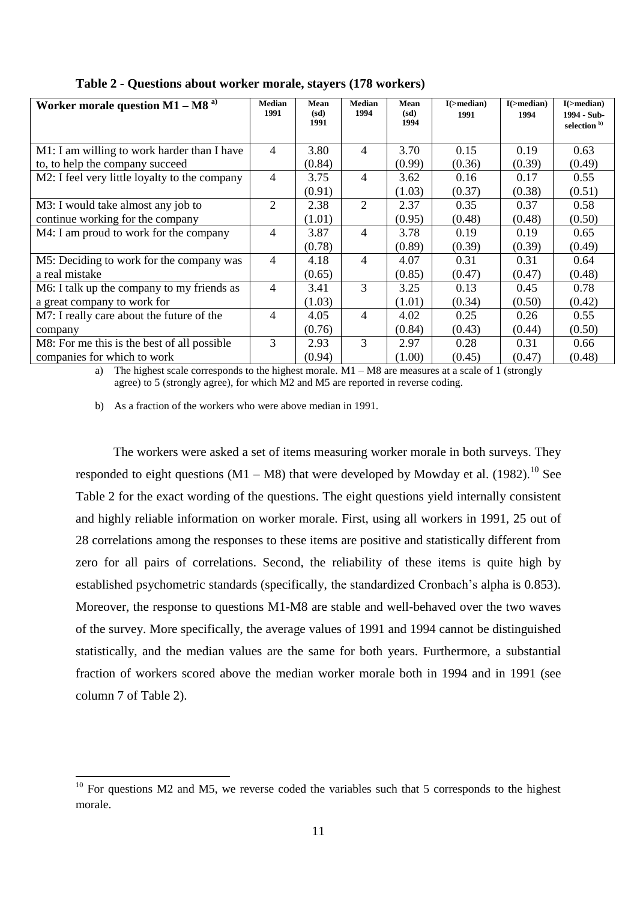**Table 2 - Questions about worker morale, stayers (178 workers)**

| Worker morale question M1 – M8 [a)] | Median 1991 | Mean (sd) 1991 | Median 1994 | Mean (sd) 1994 | I(>median) 1991 | I(>median) 1994 | I(>median) 1994 - Sub-selection [b)] |
|---|---|---|---|---|---|---|---|
| M1: I am willing to work harder than I have to, to help the company succeed | 4 | 3.80 (0.84) | 4 | 3.70 (0.99) | 0.15 (0.36) | 0.19 (0.39) | 0.63 (0.49) |
| M2: I feel very little loyalty to the company | 4 | 3.75 (0.91) | 4 | 3.62 (1.03) | 0.16 (0.37) | 0.17 (0.38) | 0.55 (0.51) |
| M3: I would take almost any job to continue working for the company | 2 | 2.38 (1.01) | 2 | 2.37 (0.95) | 0.35 (0.48) | 0.37 (0.48) | 0.58 (0.50) |
| M4: I am proud to work for the company | 4 | 3.87 (0.78) | 4 | 3.78 (0.89) | 0.19 (0.39) | 0.19 (0.39) | 0.65 (0.49) |
| M5: Deciding to work for the company was a real mistake | 4 | 4.18 (0.65) | 4 | 4.07 (0.85) | 0.31 (0.47) | 0.31 (0.47) | 0.64 (0.48) |
| M6: I talk up the company to my friends as a great company to work for | 4 | 3.41 (1.03) | 3 | 3.25 (1.01) | 0.13 (0.34) | 0.45 (0.50) | 0.78 (0.42) |
| M7: I really care about the future of the company | 4 | 4.05 (0.76) | 4 | 4.02 (0.84) | 0.25 (0.43) | 0.26 (0.44) | 0.55 (0.50) |
| M8: For me this is the best of all possible companies for which to work | 3 | 2.93 (0.94) | 3 | 2.97 (1.00) | 0.28 (0.45) | 0.31 (0.47) | 0.66 (0.48) |

a) The highest scale corresponds to the highest morale. M1 – M8 are measures at a scale of 1 (strongly agree) to 5 (strongly agree), for which M2 and M5 are reported in reverse coding.

b) As a fraction of the workers who were above median in 1991.

The workers were asked a set of items measuring worker morale in both surveys. They responded to eight questions (M1 – M8) that were developed by Mowday et al. (1982).[10] See Table 2 for the exact wording of the questions. The eight questions yield internally consistent and highly reliable information on worker morale. First, using all workers in 1991, 25 out of 28 correlations among the responses to these items are positive and statistically different from zero for all pairs of correlations. Second, the reliability of these items is quite high by established psychometric standards (specifically, the standardized Cronbach's alpha is 0.853). Moreover, the response to questions M1-M8 are stable and well-behaved over the two waves of the survey. More specifically, the average values of 1991 and 1994 cannot be distinguished statistically, and the median values are the same for both years. Furthermore, a substantial fraction of workers scored above the median worker morale both in 1994 and in 1991 (see column 7 of Table 2).

[10] For questions M2 and M5, we reverse coded the variables such that 5 corresponds to the highest morale.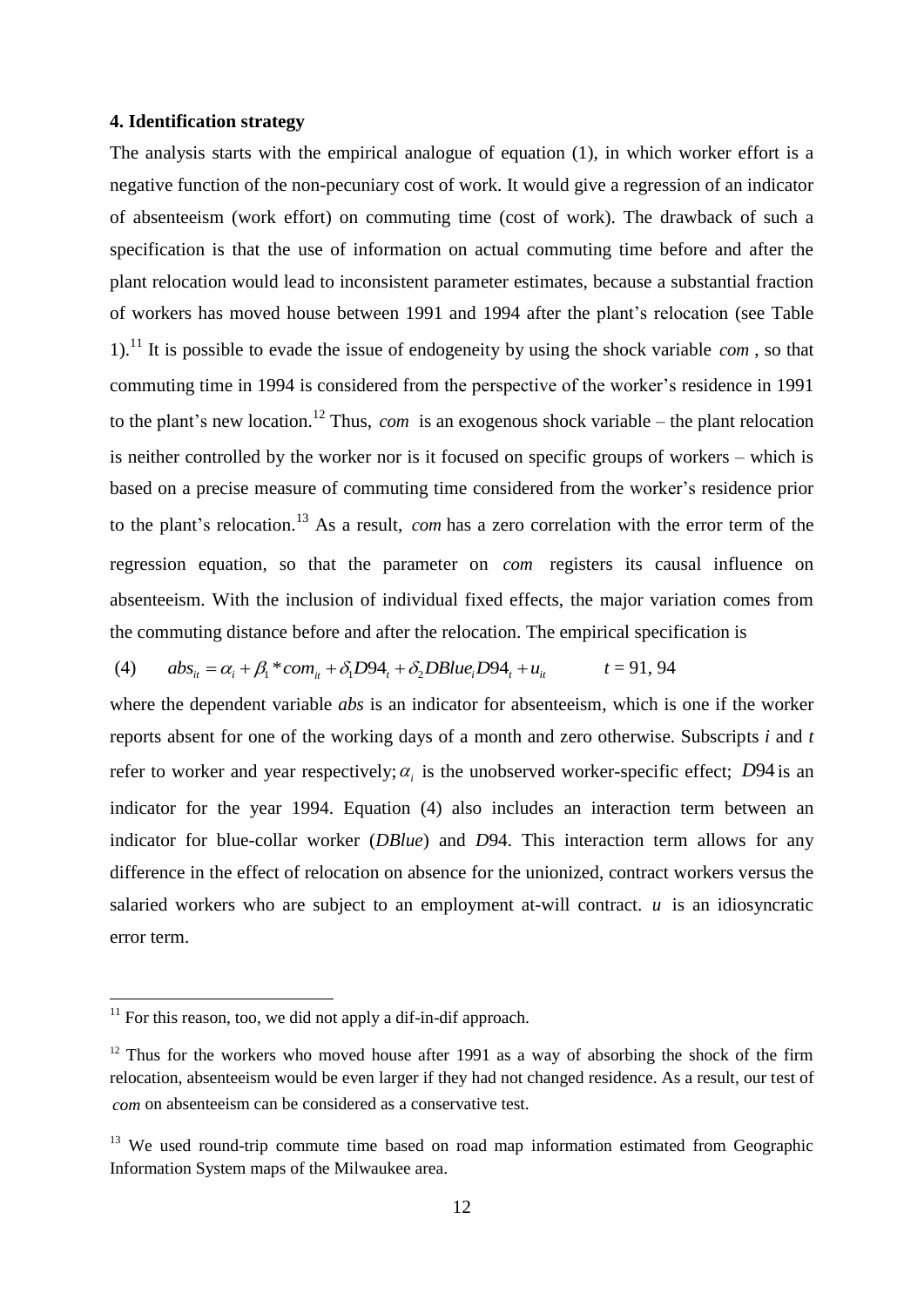## 4. Identification strategy

The analysis starts with the empirical analogue of equation (1), in which worker effort is a negative function of the non-pecuniary cost of work. It would give a regression of an indicator of absenteeism (work effort) on commuting time (cost of work). The drawback of such a specification is that the use of information on actual commuting time before and after the plant relocation would lead to inconsistent parameter estimates, because a substantial fraction of workers has moved house between 1991 and 1994 after the plant's relocation (see Table 1).[11] It is possible to evade the issue of endogeneity by using the shock variable $com$, so that commuting time in 1994 is considered from the perspective of the worker's residence in 1991 to the plant's new location.[12] Thus, $com$ is an exogenous shock variable – the plant relocation is neither controlled by the worker nor is it focused on specific groups of workers – which is based on a precise measure of commuting time considered from the worker's residence prior to the plant's relocation.[13] As a result, $com$ has a zero correlation with the error term of the regression equation, so that the parameter on $com$ registers its causal influence on absenteeism. With the inclusion of individual fixed effects, the major variation comes from the commuting distance before and after the relocation. The empirical specification is

$$(4) \qquad abs_{it} = \alpha_i + \beta_1 * com_{it} + \delta_1 D94_t + \delta_2 DBlue_i D94_t + u_{it} \qquad t = 91, 94$$

where the dependent variable *abs* is an indicator for absenteeism, which is one if the worker reports absent for one of the working days of a month and zero otherwise. Subscripts *i* and *t* refer to worker and year respectively; $\alpha_i$ is the unobserved worker-specific effect; $D94$ is an indicator for the year 1994. Equation (4) also includes an interaction term between an indicator for blue-collar worker (*DBlue*) and *D*94. This interaction term allows for any difference in the effect of relocation on absence for the unionized, contract workers versus the salaried workers who are subject to an employment at-will contract. $u$ is an idiosyncratic error term.

---

[11] For this reason, too, we did not apply a dif-in-dif approach.

[12] Thus for the workers who moved house after 1991 as a way of absorbing the shock of the firm relocation, absenteeism would be even larger if they had not changed residence. As a result, our test of $com$ on absenteeism can be considered as a conservative test.

[13] We used round-trip commute time based on road map information estimated from Geographic Information System maps of the Milwaukee area.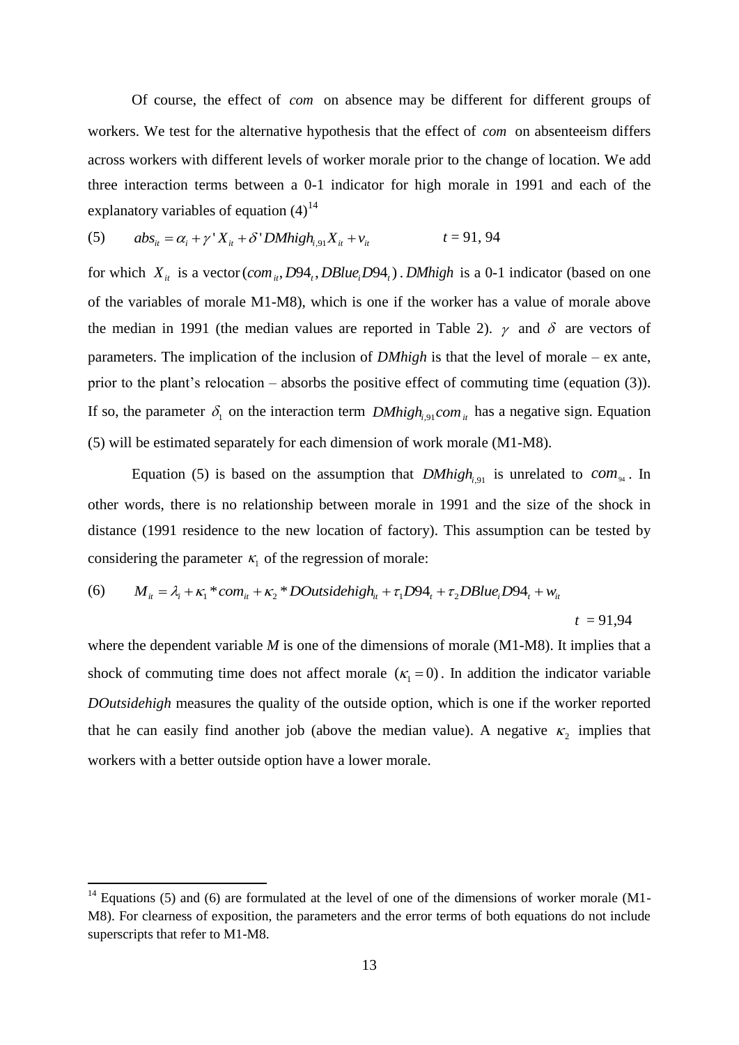Of course, the effect of $com$ on absence may be different for different groups of workers. We test for the alternative hypothesis that the effect of $com$ on absenteeism differs across workers with different levels of worker morale prior to the change of location. We add three interaction terms between a 0-1 indicator for high morale in 1991 and each of the explanatory variables of equation (4)[14]

$$(5) \qquad abs_{it} = \alpha_i + \gamma' X_{it} + \delta' DMhigh_{i,91} X_{it} + v_{it} \qquad\qquad t = 91,\, 94$$

for which $X_{it}$ is a vector $(com_{it}, D94_t, DBlue_i D94_t)$. *DMhigh* is a 0-1 indicator (based on one of the variables of morale M1-M8), which is one if the worker has a value of morale above the median in 1991 (the median values are reported in Table 2). $\gamma$ and $\delta$ are vectors of parameters. The implication of the inclusion of *DMhigh* is that the level of morale – ex ante, prior to the plant's relocation – absorbs the positive effect of commuting time (equation (3)). If so, the parameter $\delta_1$ on the interaction term $DMhigh_{i,91} com_{it}$ has a negative sign. Equation (5) will be estimated separately for each dimension of work morale (M1-M8).

Equation (5) is based on the assumption that $DMhigh_{i,91}$ is unrelated to $com_{94}$. In other words, there is no relationship between morale in 1991 and the size of the shock in distance (1991 residence to the new location of factory). This assumption can be tested by considering the parameter $\kappa_1$ of the regression of morale:

$$(6) \qquad M_{it} = \lambda_i + \kappa_1 * com_{it} + \kappa_2 * DOutsidehigh_{it} + \tau_1 D94_t + \tau_2 DBlue_i D94_t + w_{it}$$

$$t = 91,94$$

where the dependent variable *M* is one of the dimensions of morale (M1-M8). It implies that a shock of commuting time does not affect morale $(\kappa_1 = 0)$. In addition the indicator variable *DOutsidehigh* measures the quality of the outside option, which is one if the worker reported that he can easily find another job (above the median value). A negative $\kappa_2$ implies that workers with a better outside option have a lower morale.

[14] Equations (5) and (6) are formulated at the level of one of the dimensions of worker morale (M1-M8). For clearness of exposition, the parameters and the error terms of both equations do not include superscripts that refer to M1-M8.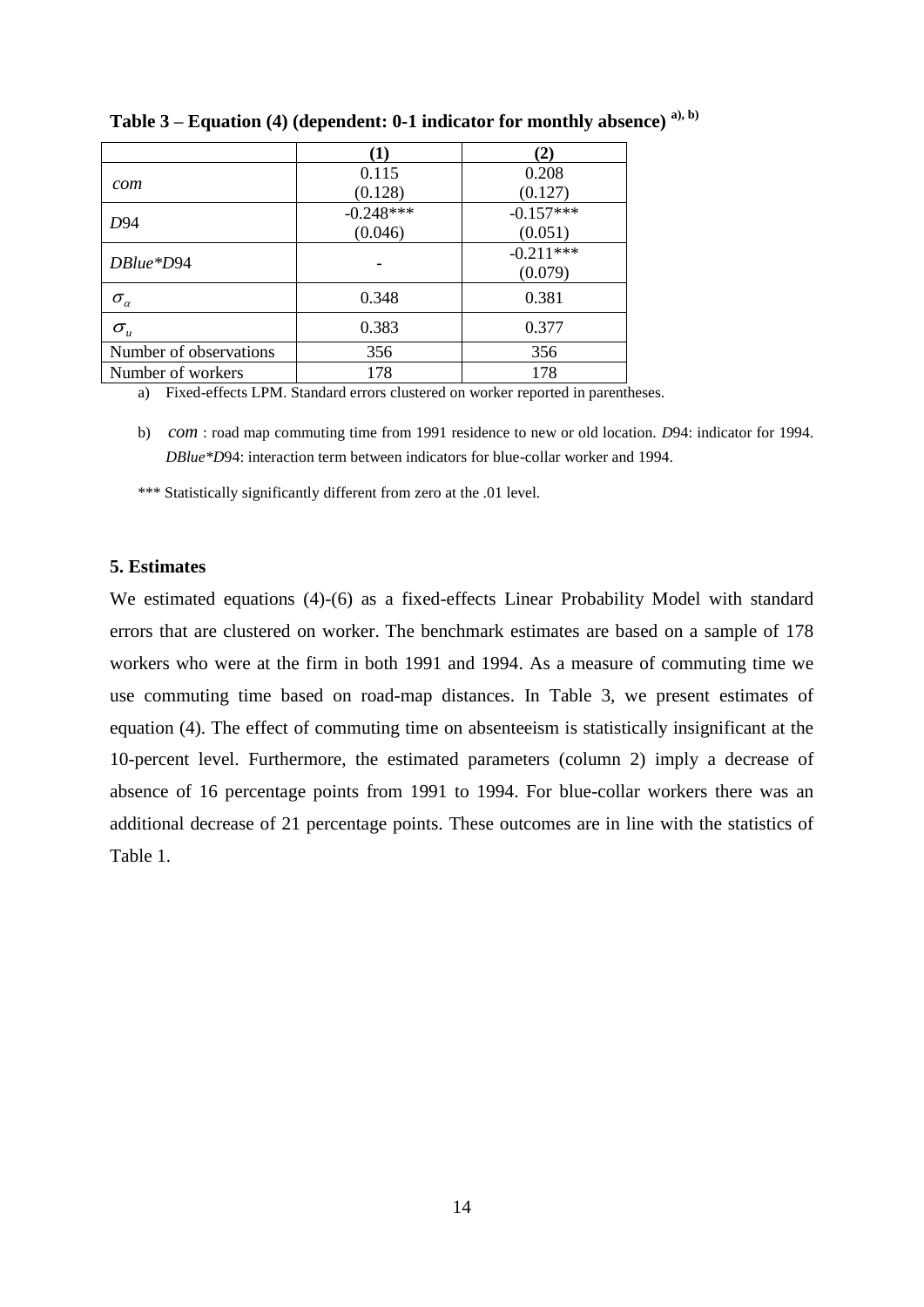**Table 3 – Equation (4) (dependent: 0-1 indicator for monthly absence)** [a), b)]

| | (1) | (2) |
|---|---|---|
| *com* | 0.115<br>(0.128) | 0.208<br>(0.127) |
| *D*94 | -0.248***<br>(0.046) | -0.157***<br>(0.051) |
| *DBlue*\**D*94 | - | -0.211***<br>(0.079) |
| $\sigma_{\alpha}$ | 0.348 | 0.381 |
| $\sigma_{u}$ | 0.383 | 0.377 |
| Number of observations | 356 | 356 |
| Number of workers | 178 | 178 |

a) Fixed-effects LPM. Standard errors clustered on worker reported in parentheses.

b) *com* : road map commuting time from 1991 residence to new or old location. *D*94: indicator for 1994. *DBlue*\**D*94: interaction term between indicators for blue-collar worker and 1994.

*** Statistically significantly different from zero at the .01 level.

## 5. Estimates

We estimated equations (4)-(6) as a fixed-effects Linear Probability Model with standard errors that are clustered on worker. The benchmark estimates are based on a sample of 178 workers who were at the firm in both 1991 and 1994. As a measure of commuting time we use commuting time based on road-map distances. In Table 3, we present estimates of equation (4). The effect of commuting time on absenteeism is statistically insignificant at the 10-percent level. Furthermore, the estimated parameters (column 2) imply a decrease of absence of 16 percentage points from 1991 to 1994. For blue-collar workers there was an additional decrease of 21 percentage points. These outcomes are in line with the statistics of Table 1.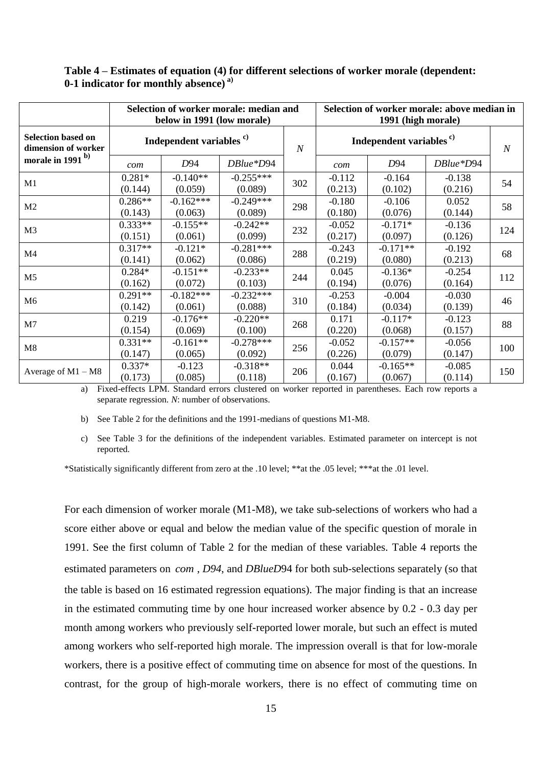**Table 4 – Estimates of equation (4) for different selections of worker morale (dependent: 0-1 indicator for monthly absence)** [a)]

| Selection based on dimension of worker morale in 1991 [b)] | Selection of worker morale: median and below in 1991 (low morale) | | | | Selection of worker morale: above median in 1991 (high morale) | | | |
|---|---|---|---|---|---|---|---|---|
| | Independent variables [c)] | | | *N* | Independent variables [c)] | | | *N* |
| | *com* | *D*94 | *DBlue\*D*94 | | *com* | *D*94 | *DBlue\*D*94 | |
| M1 | 0.281* (0.144) | -0.140** (0.059) | -0.255*** (0.089) | 302 | -0.112 (0.213) | -0.164 (0.102) | -0.138 (0.216) | 54 |
| M2 | 0.286** (0.143) | -0.162*** (0.063) | -0.249*** (0.089) | 298 | -0.180 (0.180) | -0.106 (0.076) | 0.052 (0.144) | 58 |
| M3 | 0.333** (0.151) | -0.155** (0.061) | -0.242** (0.099) | 232 | -0.052 (0.217) | -0.171* (0.097) | -0.136 (0.126) | 124 |
| M4 | 0.317** (0.141) | -0.121* (0.062) | -0.281*** (0.086) | 288 | -0.243 (0.219) | -0.171** (0.080) | -0.192 (0.213) | 68 |
| M5 | 0.284* (0.162) | -0.151** (0.072) | -0.233** (0.103) | 244 | 0.045 (0.194) | -0.136* (0.076) | -0.254 (0.164) | 112 |
| M6 | 0.291** (0.142) | -0.182*** (0.061) | -0.232*** (0.088) | 310 | -0.253 (0.184) | -0.004 (0.034) | -0.030 (0.139) | 46 |
| M7 | 0.219 (0.154) | -0.176** (0.069) | -0.220** (0.100) | 268 | 0.171 (0.220) | -0.117* (0.068) | -0.123 (0.157) | 88 |
| M8 | 0.331** (0.147) | -0.161** (0.065) | -0.278*** (0.092) | 256 | -0.052 (0.226) | -0.157** (0.079) | -0.056 (0.147) | 100 |
| Average of M1 – M8 | 0.337* (0.173) | -0.123 (0.085) | -0.318** (0.118) | 206 | 0.044 (0.167) | -0.165** (0.067) | -0.085 (0.114) | 150 |

a) Fixed-effects LPM. Standard errors clustered on worker reported in parentheses. Each row reports a separate regression. *N*: number of observations.

b) See Table 2 for the definitions and the 1991-medians of questions M1-M8.

c) See Table 3 for the definitions of the independent variables. Estimated parameter on intercept is not reported.

*Statistically significantly different from zero at the .10 level; **at the .05 level; ***at the .01 level.

For each dimension of worker morale (M1-M8), we take sub-selections of workers who had a score either above or equal and below the median value of the specific question of morale in 1991. See the first column of Table 2 for the median of these variables. Table 4 reports the estimated parameters on *com* , *D94*, and *DBlueD*94 for both sub-selections separately (so that the table is based on 16 estimated regression equations). The major finding is that an increase in the estimated commuting time by one hour increased worker absence by 0.2 - 0.3 day per month among workers who previously self-reported lower morale, but such an effect is muted among workers who self-reported high morale. The impression overall is that for low-morale workers, there is a positive effect of commuting time on absence for most of the questions. In contrast, for the group of high-morale workers, there is no effect of commuting time on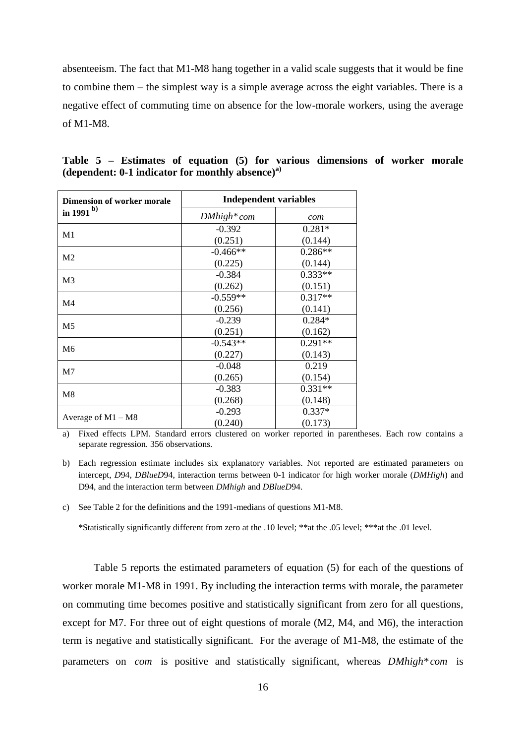absenteeism. The fact that M1-M8 hang together in a valid scale suggests that it would be fine to combine them – the simplest way is a simple average across the eight variables. There is a negative effect of commuting time on absence for the low-morale workers, using the average of M1-M8.

**Table 5 – Estimates of equation (5) for various dimensions of worker morale (dependent: 0-1 indicator for monthly absence)[a)]**

| **Dimension of worker morale in 1991** [b)] | **Independent variables** | |
|---|---|---|
| | *DMhigh\*com* | *com* |
| M1 | -0.392 | 0.281* |
| | (0.251) | (0.144) |
| M2 | -0.466** | 0.286** |
| | (0.225) | (0.144) |
| M3 | -0.384 | 0.333** |
| | (0.262) | (0.151) |
| M4 | -0.559** | 0.317** |
| | (0.256) | (0.141) |
| M5 | -0.239 | 0.284* |
| | (0.251) | (0.162) |
| M6 | -0.543** | 0.291** |
| | (0.227) | (0.143) |
| M7 | -0.048 | 0.219 |
| | (0.265) | (0.154) |
| M8 | -0.383 | 0.331** |
| | (0.268) | (0.148) |
| Average of M1 – M8 | -0.293 | 0.337* |
| | (0.240) | (0.173) |

a) Fixed effects LPM. Standard errors clustered on worker reported in parentheses. Each row contains a separate regression. 356 observations.

b) Each regression estimate includes six explanatory variables. Not reported are estimated parameters on intercept, *D*94, *DBlueD*94, interaction terms between 0-1 indicator for high worker morale (*DMHigh*) and D94, and the interaction term between *DMhigh* and *DBlueD*94.

c) See Table 2 for the definitions and the 1991-medians of questions M1-M8.

*Statistically significantly different from zero at the .10 level; **at the .05 level; ***at the .01 level.

Table 5 reports the estimated parameters of equation (5) for each of the questions of worker morale M1-M8 in 1991. By including the interaction terms with morale, the parameter on commuting time becomes positive and statistically significant from zero for all questions, except for M7. For three out of eight questions of morale (M2, M4, and M6), the interaction term is negative and statistically significant. For the average of M1-M8, the estimate of the parameters on *com* is positive and statistically significant, whereas *DMhigh\*com* is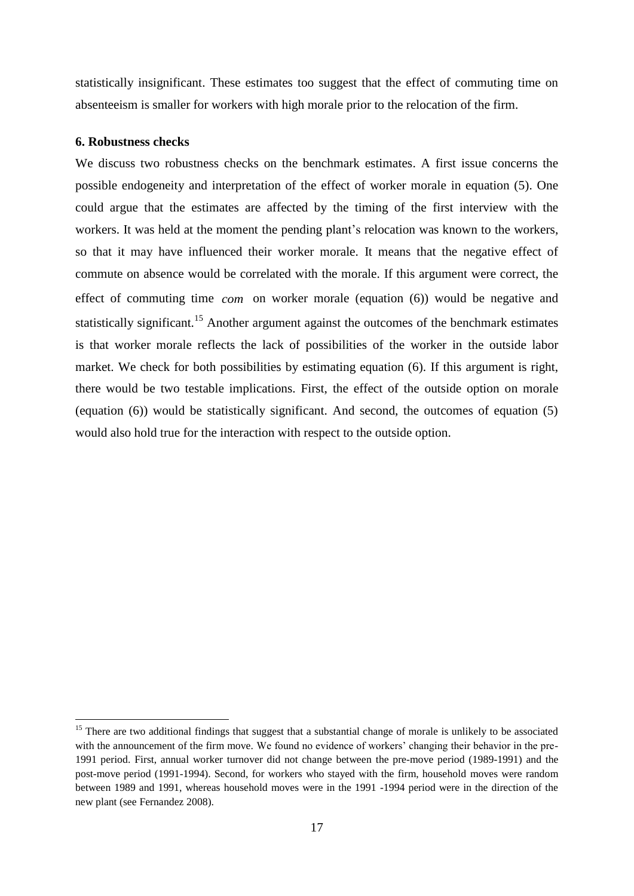statistically insignificant. These estimates too suggest that the effect of commuting time on absenteeism is smaller for workers with high morale prior to the relocation of the firm.

**6. Robustness checks**

We discuss two robustness checks on the benchmark estimates. A first issue concerns the possible endogeneity and interpretation of the effect of worker morale in equation (5). One could argue that the estimates are affected by the timing of the first interview with the workers. It was held at the moment the pending plant's relocation was known to the workers, so that it may have influenced their worker morale. It means that the negative effect of commute on absence would be correlated with the morale. If this argument were correct, the effect of commuting time $com$ on worker morale (equation (6)) would be negative and statistically significant.[15] Another argument against the outcomes of the benchmark estimates is that worker morale reflects the lack of possibilities of the worker in the outside labor market. We check for both possibilities by estimating equation (6). If this argument is right, there would be two testable implications. First, the effect of the outside option on morale (equation (6)) would be statistically significant. And second, the outcomes of equation (5) would also hold true for the interaction with respect to the outside option.

[15] There are two additional findings that suggest that a substantial change of morale is unlikely to be associated with the announcement of the firm move. We found no evidence of workers' changing their behavior in the pre-1991 period. First, annual worker turnover did not change between the pre-move period (1989-1991) and the post-move period (1991-1994). Second, for workers who stayed with the firm, household moves were random between 1989 and 1991, whereas household moves were in the 1991 -1994 period were in the direction of the new plant (see Fernandez 2008).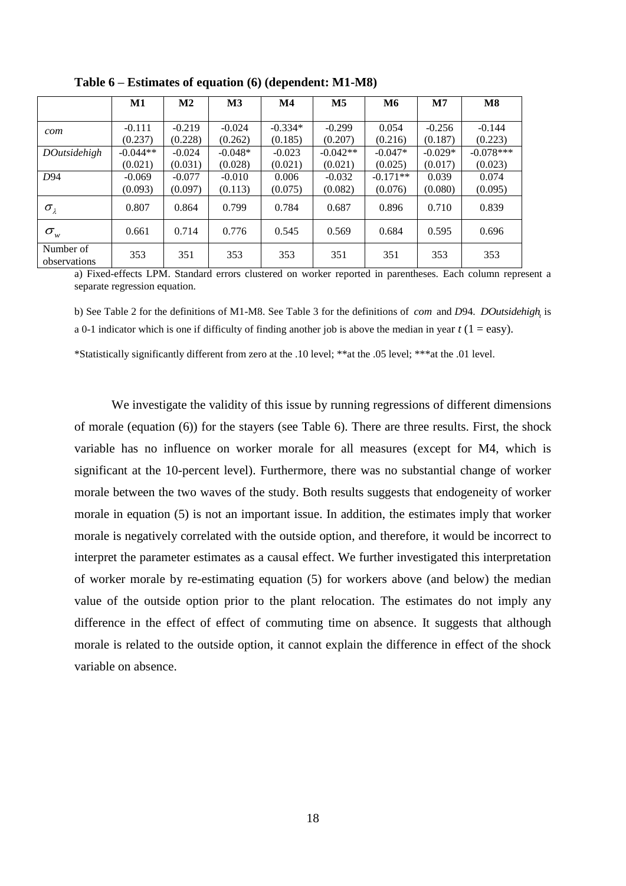**Table 6 – Estimates of equation (6) (dependent: M1-M8)**

| | M1 | M2 | M3 | M4 | M5 | M6 | M7 | M8 |
|---|---|---|---|---|---|---|---|---|
| *com* | -0.111<br>(0.237) | -0.219<br>(0.228) | -0.024<br>(0.262) | -0.334*<br>(0.185) | -0.299<br>(0.207) | 0.054<br>(0.216) | -0.256<br>(0.187) | -0.144<br>(0.223) |
| *DOutsidehigh* | -0.044**<br>(0.021) | -0.024<br>(0.031) | -0.048*<br>(0.028) | -0.023<br>(0.021) | -0.042**<br>(0.021) | -0.047*<br>(0.025) | -0.029*<br>(0.017) | -0.078***<br>(0.023) |
| *D*94 | -0.069<br>(0.093) | -0.077<br>(0.097) | -0.010<br>(0.113) | 0.006<br>(0.075) | -0.032<br>(0.082) | -0.171**<br>(0.076) | 0.039<br>(0.080) | 0.074<br>(0.095) |
| $\sigma_{\lambda}$ | 0.807 | 0.864 | 0.799 | 0.784 | 0.687 | 0.896 | 0.710 | 0.839 |
| $\sigma_{w}$ | 0.661 | 0.714 | 0.776 | 0.545 | 0.569 | 0.684 | 0.595 | 0.696 |
| Number of observations | 353 | 351 | 353 | 353 | 351 | 351 | 353 | 353 |

a) Fixed-effects LPM. Standard errors clustered on worker reported in parentheses. Each column represent a separate regression equation.

b) See Table 2 for the definitions of M1-M8. See Table 3 for the definitions of *com* and *D*94. $DOutsidehigh_t$ is a 0-1 indicator which is one if difficulty of finding another job is above the median in year $t$ (1 = easy).

*Statistically significantly different from zero at the .10 level; **at the .05 level; ***at the .01 level.

We investigate the validity of this issue by running regressions of different dimensions of morale (equation (6)) for the stayers (see Table 6). There are three results. First, the shock variable has no influence on worker morale for all measures (except for M4, which is significant at the 10-percent level). Furthermore, there was no substantial change of worker morale between the two waves of the study. Both results suggests that endogeneity of worker morale in equation (5) is not an important issue. In addition, the estimates imply that worker morale is negatively correlated with the outside option, and therefore, it would be incorrect to interpret the parameter estimates as a causal effect. We further investigated this interpretation of worker morale by re-estimating equation (5) for workers above (and below) the median value of the outside option prior to the plant relocation. The estimates do not imply any difference in the effect of effect of commuting time on absence. It suggests that although morale is related to the outside option, it cannot explain the difference in effect of the shock variable on absence.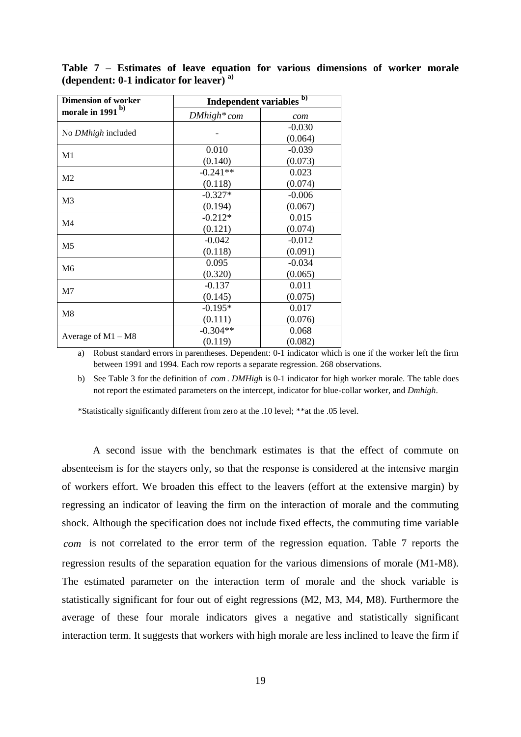**Table 7 – Estimates of leave equation for various dimensions of worker morale (dependent: 0-1 indicator for leaver) [a)]**

| Dimension of worker morale in 1991 [b)] | Independent variables [b)] | |
|---|---|---|
| | *DMhigh\*com* | *com* |
| No *DMhigh* included | - | -0.030 (0.064) |
| M1 | 0.010 (0.140) | -0.039 (0.073) |
| M2 | -0.241** (0.118) | 0.023 (0.074) |
| M3 | -0.327* (0.194) | -0.006 (0.067) |
| M4 | -0.212* (0.121) | 0.015 (0.074) |
| M5 | -0.042 (0.118) | -0.012 (0.091) |
| M6 | 0.095 (0.320) | -0.034 (0.065) |
| M7 | -0.137 (0.145) | 0.011 (0.075) |
| M8 | -0.195* (0.111) | 0.017 (0.076) |
| Average of M1 – M8 | -0.304** (0.119) | 0.068 (0.082) |

a) Robust standard errors in parentheses. Dependent: 0-1 indicator which is one if the worker left the firm between 1991 and 1994. Each row reports a separate regression. 268 observations.

b) See Table 3 for the definition of *com*. *DMHigh* is 0-1 indicator for high worker morale. The table does not report the estimated parameters on the intercept, indicator for blue-collar worker, and *Dmhigh*.

*Statistically significantly different from zero at the .10 level; **at the .05 level.

A second issue with the benchmark estimates is that the effect of commute on absenteeism is for the stayers only, so that the response is considered at the intensive margin of workers effort. We broaden this effect to the leavers (effort at the extensive margin) by regressing an indicator of leaving the firm on the interaction of morale and the commuting shock. Although the specification does not include fixed effects, the commuting time variable $com$ is not correlated to the error term of the regression equation. Table 7 reports the regression results of the separation equation for the various dimensions of morale (M1-M8). The estimated parameter on the interaction term of morale and the shock variable is statistically significant for four out of eight regressions (M2, M3, M4, M8). Furthermore the average of these four morale indicators gives a negative and statistically significant interaction term. It suggests that workers with high morale are less inclined to leave the firm if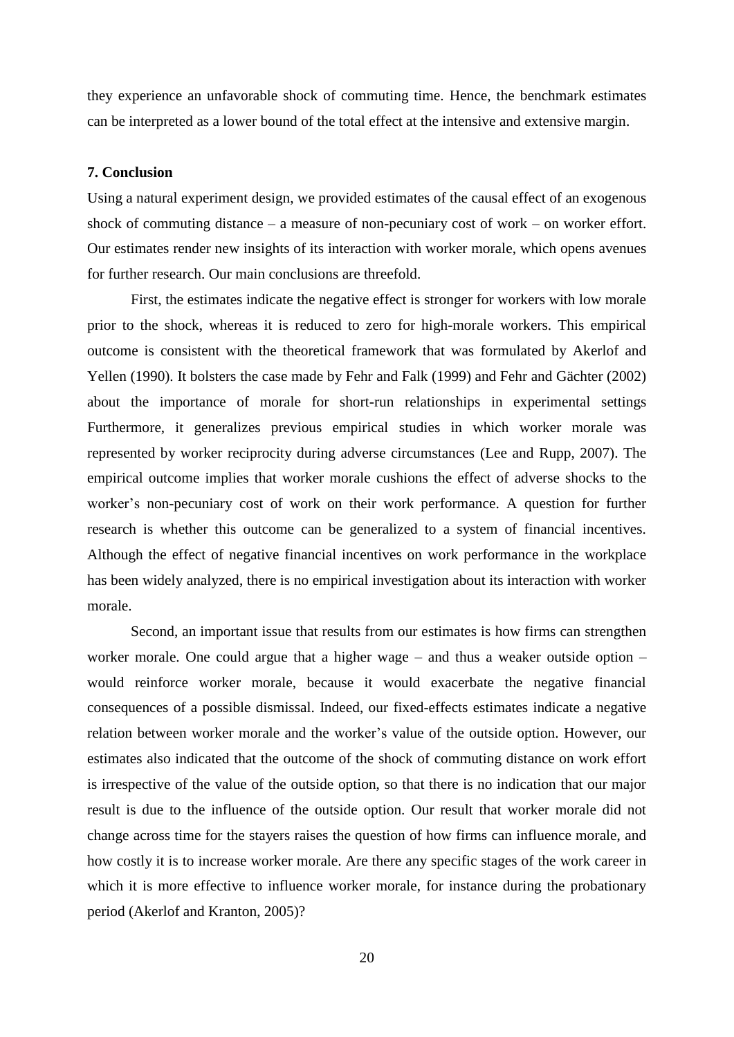they experience an unfavorable shock of commuting time. Hence, the benchmark estimates can be interpreted as a lower bound of the total effect at the intensive and extensive margin.

## 7. Conclusion

Using a natural experiment design, we provided estimates of the causal effect of an exogenous shock of commuting distance – a measure of non-pecuniary cost of work – on worker effort. Our estimates render new insights of its interaction with worker morale, which opens avenues for further research. Our main conclusions are threefold.

First, the estimates indicate the negative effect is stronger for workers with low morale prior to the shock, whereas it is reduced to zero for high-morale workers. This empirical outcome is consistent with the theoretical framework that was formulated by Akerlof and Yellen (1990). It bolsters the case made by Fehr and Falk (1999) and Fehr and Gächter (2002) about the importance of morale for short-run relationships in experimental settings Furthermore, it generalizes previous empirical studies in which worker morale was represented by worker reciprocity during adverse circumstances (Lee and Rupp, 2007). The empirical outcome implies that worker morale cushions the effect of adverse shocks to the worker's non-pecuniary cost of work on their work performance. A question for further research is whether this outcome can be generalized to a system of financial incentives. Although the effect of negative financial incentives on work performance in the workplace has been widely analyzed, there is no empirical investigation about its interaction with worker morale.

Second, an important issue that results from our estimates is how firms can strengthen worker morale. One could argue that a higher wage – and thus a weaker outside option – would reinforce worker morale, because it would exacerbate the negative financial consequences of a possible dismissal. Indeed, our fixed-effects estimates indicate a negative relation between worker morale and the worker's value of the outside option. However, our estimates also indicated that the outcome of the shock of commuting distance on work effort is irrespective of the value of the outside option, so that there is no indication that our major result is due to the influence of the outside option. Our result that worker morale did not change across time for the stayers raises the question of how firms can influence morale, and how costly it is to increase worker morale. Are there any specific stages of the work career in which it is more effective to influence worker morale, for instance during the probationary period (Akerlof and Kranton, 2005)?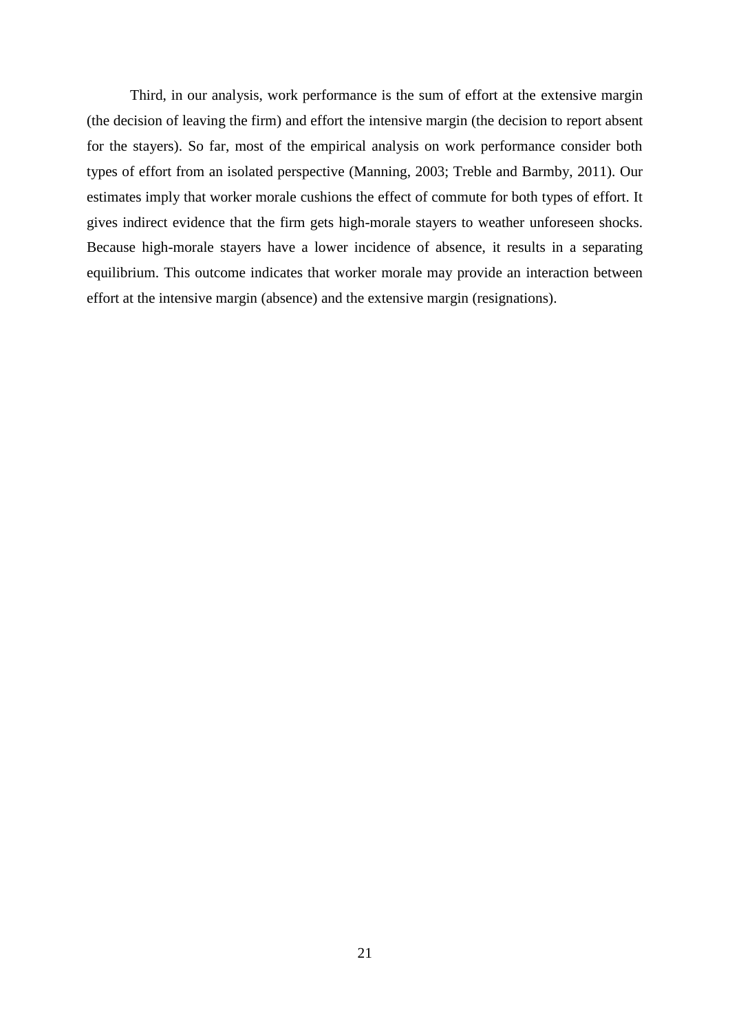Third, in our analysis, work performance is the sum of effort at the extensive margin (the decision of leaving the firm) and effort the intensive margin (the decision to report absent for the stayers). So far, most of the empirical analysis on work performance consider both types of effort from an isolated perspective (Manning, 2003; Treble and Barmby, 2011). Our estimates imply that worker morale cushions the effect of commute for both types of effort. It gives indirect evidence that the firm gets high-morale stayers to weather unforeseen shocks. Because high-morale stayers have a lower incidence of absence, it results in a separating equilibrium. This outcome indicates that worker morale may provide an interaction between effort at the intensive margin (absence) and the extensive margin (resignations).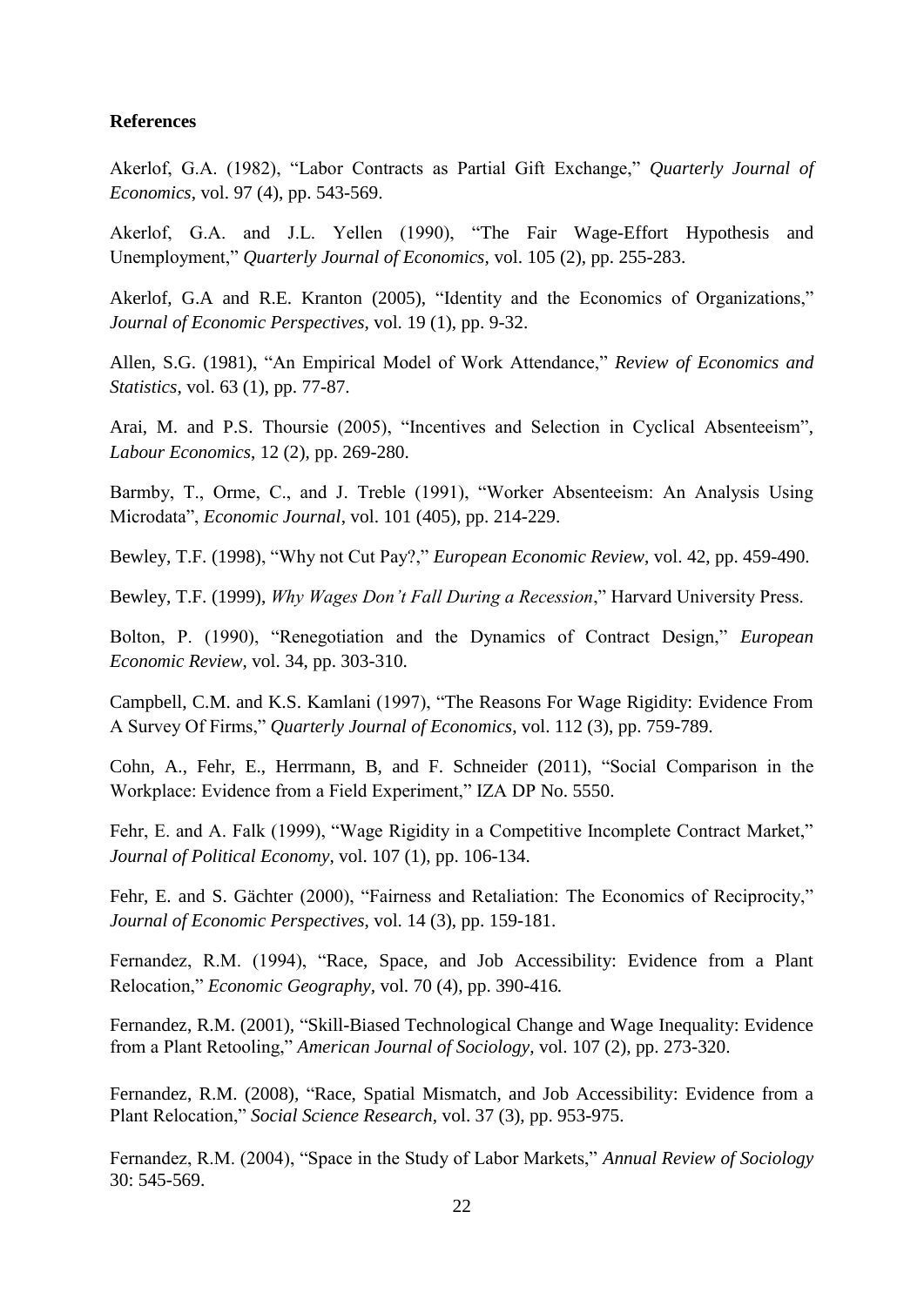**References**

Akerlof, G.A. (1982), "Labor Contracts as Partial Gift Exchange," *Quarterly Journal of Economics*, vol. 97 (4), pp. 543-569.

Akerlof, G.A. and J.L. Yellen (1990), "The Fair Wage-Effort Hypothesis and Unemployment," *Quarterly Journal of Economics*, vol. 105 (2), pp. 255-283.

Akerlof, G.A and R.E. Kranton (2005), "Identity and the Economics of Organizations," *Journal of Economic Perspectives*, vol. 19 (1), pp. 9-32.

Allen, S.G. (1981), "An Empirical Model of Work Attendance," *Review of Economics and Statistics*, vol. 63 (1), pp. 77-87.

Arai, M. and P.S. Thoursie (2005), "Incentives and Selection in Cyclical Absenteeism", *Labour Economics*, 12 (2), pp. 269-280.

Barmby, T., Orme, C., and J. Treble (1991), "Worker Absenteeism: An Analysis Using Microdata", *Economic Journal*, vol. 101 (405), pp. 214-229.

Bewley, T.F. (1998), "Why not Cut Pay?," *European Economic Review*, vol. 42, pp. 459-490.

Bewley, T.F. (1999), *Why Wages Don't Fall During a Recession*," Harvard University Press.

Bolton, P. (1990), "Renegotiation and the Dynamics of Contract Design," *European Economic Review*, vol. 34, pp. 303-310.

Campbell, C.M. and K.S. Kamlani (1997), "The Reasons For Wage Rigidity: Evidence From A Survey Of Firms," *Quarterly Journal of Economics*, vol. 112 (3), pp. 759-789.

Cohn, A., Fehr, E., Herrmann, B, and F. Schneider (2011), "Social Comparison in the Workplace: Evidence from a Field Experiment," IZA DP No. 5550.

Fehr, E. and A. Falk (1999), "Wage Rigidity in a Competitive Incomplete Contract Market," *Journal of Political Economy*, vol. 107 (1), pp. 106-134.

Fehr, E. and S. Gächter (2000), "Fairness and Retaliation: The Economics of Reciprocity," *Journal of Economic Perspectives*, vol. 14 (3), pp. 159-181.

Fernandez, R.M. (1994), "Race, Space, and Job Accessibility: Evidence from a Plant Relocation," *Economic Geography*, vol. 70 (4), pp. 390-416.

Fernandez, R.M. (2001), "Skill-Biased Technological Change and Wage Inequality: Evidence from a Plant Retooling," *American Journal of Sociology*, vol. 107 (2), pp. 273-320.

Fernandez, R.M. (2008), "Race, Spatial Mismatch, and Job Accessibility: Evidence from a Plant Relocation," *Social Science Research*, vol. 37 (3), pp. 953-975.

Fernandez, R.M. (2004), "Space in the Study of Labor Markets," *Annual Review of Sociology* 30: 545-569.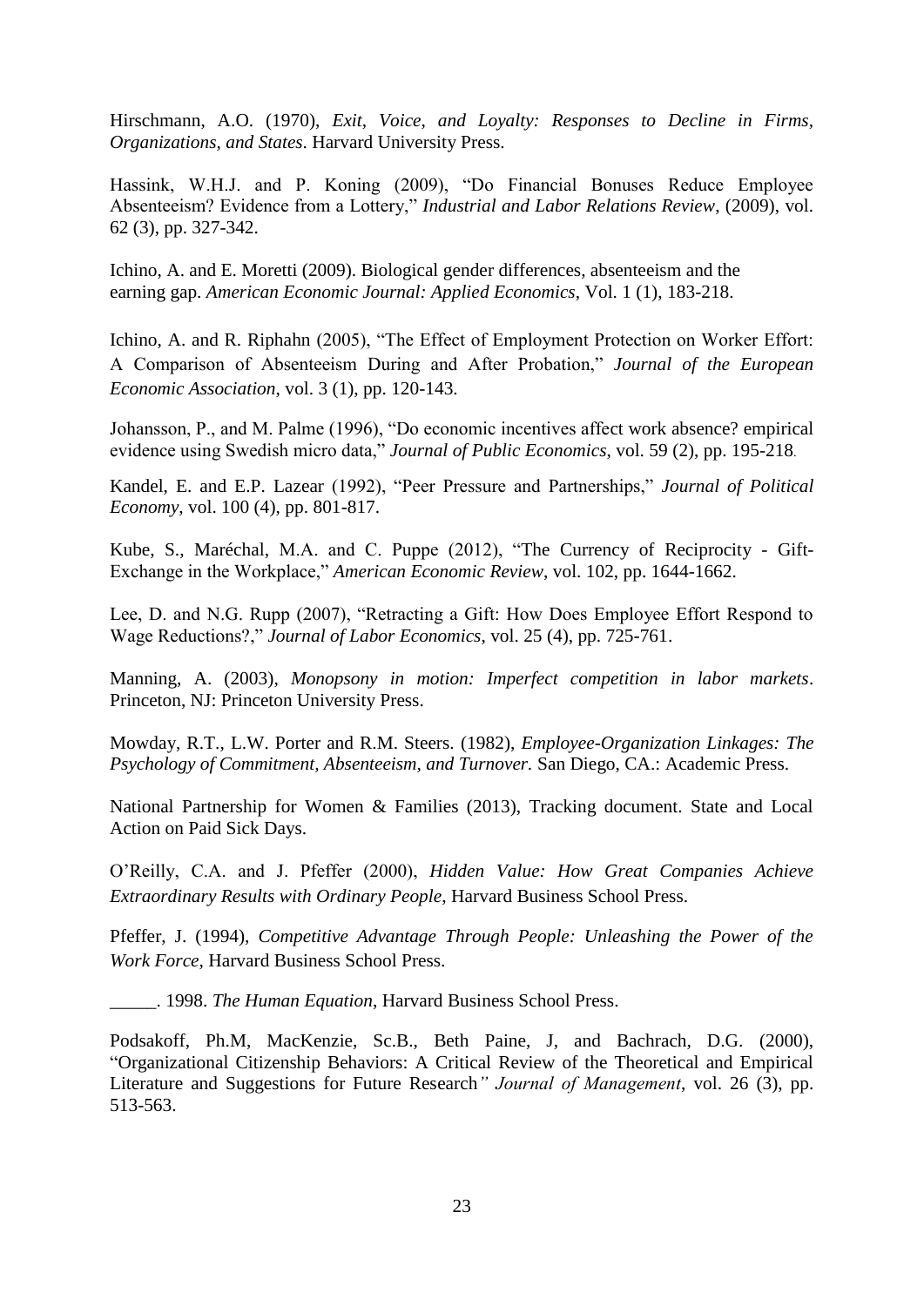Hirschmann, A.O. (1970), *Exit, Voice, and Loyalty: Responses to Decline in Firms, Organizations, and States*. Harvard University Press.

Hassink, W.H.J. and P. Koning (2009), "Do Financial Bonuses Reduce Employee Absenteeism? Evidence from a Lottery," *Industrial and Labor Relations Review*, (2009), vol. 62 (3), pp. 327-342.

Ichino, A. and E. Moretti (2009). Biological gender differences, absenteeism and the earning gap. *American Economic Journal: Applied Economics*, Vol. 1 (1), 183-218.

Ichino, A. and R. Riphahn (2005), "The Effect of Employment Protection on Worker Effort: A Comparison of Absenteeism During and After Probation," *Journal of the European Economic Association*, vol. 3 (1), pp. 120-143.

Johansson, P., and M. Palme (1996), "Do economic incentives affect work absence? empirical evidence using Swedish micro data," *Journal of Public Economics*, vol. 59 (2), pp. 195-218.

Kandel, E. and E.P. Lazear (1992), "Peer Pressure and Partnerships," *Journal of Political Economy*, vol. 100 (4), pp. 801-817.

Kube, S., Maréchal, M.A. and C. Puppe (2012), "The Currency of Reciprocity - Gift-Exchange in the Workplace," *American Economic Review*, vol. 102, pp. 1644-1662.

Lee, D. and N.G. Rupp (2007), "Retracting a Gift: How Does Employee Effort Respond to Wage Reductions?," *Journal of Labor Economics*, vol. 25 (4), pp. 725-761.

Manning, A. (2003), *Monopsony in motion: Imperfect competition in labor markets*. Princeton, NJ: Princeton University Press.

Mowday, R.T., L.W. Porter and R.M. Steers. (1982), *Employee-Organization Linkages: The Psychology of Commitment, Absenteeism, and Turnover.* San Diego, CA.: Academic Press.

National Partnership for Women & Families (2013), Tracking document. State and Local Action on Paid Sick Days.

O'Reilly, C.A. and J. Pfeffer (2000), *Hidden Value: How Great Companies Achieve Extraordinary Results with Ordinary People*, Harvard Business School Press.

Pfeffer, J. (1994), *Competitive Advantage Through People: Unleashing the Power of the Work Force*, Harvard Business School Press.

_____. 1998. *The Human Equation*, Harvard Business School Press.

Podsakoff, Ph.M, MacKenzie, Sc.B., Beth Paine, J, and Bachrach, D.G. (2000), "Organizational Citizenship Behaviors: A Critical Review of the Theoretical and Empirical Literature and Suggestions for Future Research" *Journal of Management*, vol. 26 (3), pp. 513-563.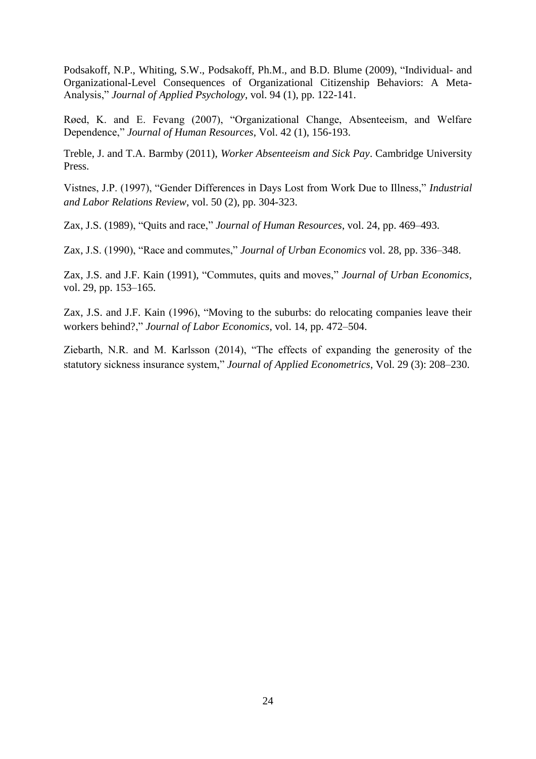Podsakoff, N.P., Whiting, S.W., Podsakoff, Ph.M., and B.D. Blume (2009), "Individual- and Organizational-Level Consequences of Organizational Citizenship Behaviors: A Meta-Analysis," *Journal of Applied Psychology*, vol. 94 (1), pp. 122-141.

Røed, K. and E. Fevang (2007), "Organizational Change, Absenteeism, and Welfare Dependence," *Journal of Human Resources*, Vol. 42 (1), 156-193.

Treble, J. and T.A. Barmby (2011), *Worker Absenteeism and Sick Pay*. Cambridge University Press.

Vistnes, J.P. (1997), "Gender Differences in Days Lost from Work Due to Illness," *Industrial and Labor Relations Review*, vol. 50 (2), pp. 304-323.

Zax, J.S. (1989), "Quits and race," *Journal of Human Resources*, vol. 24, pp. 469–493.

Zax, J.S. (1990), "Race and commutes," *Journal of Urban Economics* vol. 28, pp. 336–348.

Zax, J.S. and J.F. Kain (1991), "Commutes, quits and moves," *Journal of Urban Economics*, vol. 29, pp. 153–165.

Zax, J.S. and J.F. Kain (1996), "Moving to the suburbs: do relocating companies leave their workers behind?," *Journal of Labor Economics*, vol. 14, pp. 472–504.

Ziebarth, N.R. and M. Karlsson (2014), "The effects of expanding the generosity of the statutory sickness insurance system," *Journal of Applied Econometrics*, Vol. 29 (3): 208–230.